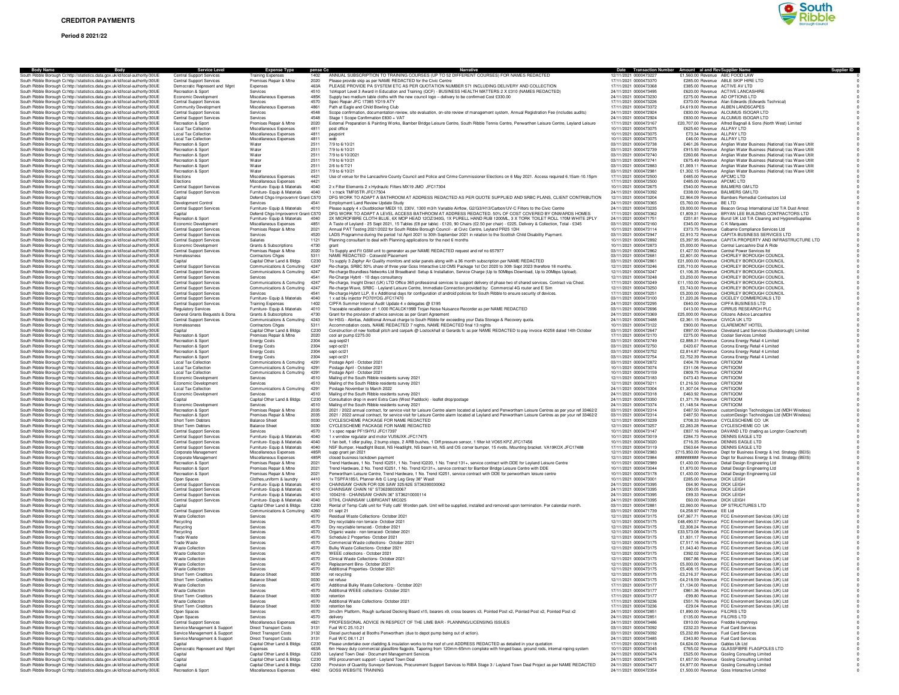# CREDITOR PAYMENTS

**Period 8 2021/22**

| Body Name | Body | Service Level | Expense Type | pense Co | Narrative | Date | Transaction Number | Amount | al and Rev | Supplier Name | Supplier ID |
|---|---|---|---|---|---|---|---|---|---|---|---|
| South Ribble Borough Co | http://statistics.data.gov.uk/id/local-authority/30UE | Central Support Services | Training Expenses | 1402 | ANNUAL SUBSCRIPTION TO TRAINING COURSES (UP TO 52 DIFFERENT COURSES) FOR NAMES REDACTED | 12/11/2021 | 0000473227 | £1,560.00 | Revenue | ABC FOOD LAW | 0 |
| South Ribble Borough Co | http://statistics.data.gov.uk/id/local-authority/30UE | Central Support Services | Premises Repair & Mtne | 2020 | Please provide skip as per NAME REDACTED for the Civic Centre | 17/11/2021 | 0000473370 | £285.00 | Revenue | ABLE SKIP HIRE LTD | 0 |
| South Ribble Borough Co | http://statistics.data.gov.uk/id/local-authority/30UE | Democratic Represent and Mgnt | Expenses | 463A | PLEASE PROVIDE PA SYSTEM ETC AS PER QUOTATION NUMBER 571 INCLUDING DELIVERY AND COLLECTION | 17/11/2021 | 0000473368 | £385.00 | Revenue | ACTIVE AV LTD | 0 |
| South Ribble Borough Co | http://statistics.data.gov.uk/id/local-authority/30UE | Recreation & Sport | Services | 4510 | 1st4sport Level 3 Award in Education and Training (QCF) - BUSINESS HEALTH MATTERS 2 X £310 (NAMES REDACTED) | 24/11/2021 | 0000473495 | £620.00 | Revenue | ACTIVE LANCASHIRE | 0 |
| South Ribble Borough Co | http://statistics.data.gov.uk/id/local-authority/30UE | Economic Development | Miscellaneous Expenses | 485K | Supply two medium table cloths with the new council logo – delivery to be confirmed Cost £330.00 | 24/11/2021 | 0000473230 | £275.00 | Revenue | AD OPTIONS LTD | 0 |
| South Ribble Borough Co | http://statistics.data.gov.uk/id/local-authority/30UE | Central Support Services | Services | 4570 | Spec Repair JFC 17385 YD19 ATY | 12/11/2021 | 0000473226 | £370.00 | Revenue | Alan Edwards (Edwards Technical) | 0 |
| South Ribble Borough Co | http://statistics.data.gov.uk/id/local-authority/30UE | Community Development | Miscellaneous Expenses | 4861 | Path at Eagle and Child Bowling Club | 17/11/2021 | 0000473372 | £4,619.00 | Revenue | ALBEN LANDSCAPES | 0 |
| South Ribble Borough Co | http://statistics.data.gov.uk/id/local-authority/30UE | Central Support Services | Services | 4548 | Scope confirmation, documentation review, site evaluation, on-site review of management system, Annual Registration Fee (includes audits) | 24/11/2021 | 0000472924 | £830.00 | Revenue | ALCUMUS ISOQAR LTD | 0 |
| South Ribble Borough Co | http://statistics.data.gov.uk/id/local-authority/30UE | Central Support Services | Services | 4548 | Stage 1 Scope Confirmation £830 + VAT | 24/11/2021 | 0000472924 | £830.00 | Revenue | ALCUMUS ISOQAR LTD | 0 |
| South Ribble Borough Co | http://statistics.data.gov.uk/id/local-authority/30UE | Recreation & Sport | Premises Repair & Mtne | 2020 | External Preparation & Painting Works, Bamber Bridge Leisure Centre, South Ribble Tennis Centre, Penwortham Leisure Centre, Leyland Leisure | 17/11/2021 | 0000473167 | £20,707.00 | Revenue | Alfred Bagnall & Sons (North West) Limited | 0 |
| South Ribble Borough Co | http://statistics.data.gov.uk/id/local-authority/30UE | Local Tax Collection | Miscellaneous Expenses | 4811 | post office | 10/11/2021 | 0000473075 | £625.60 | Revenue | ALLPAY LTD | 0 |
| South Ribble Borough Co | http://statistics.data.gov.uk/id/local-authority/30UE | Local Tax Collection | Miscellaneous Expenses | 4811 | paypoint | 10/11/2021 | 0000473075 | £73.34 | Revenue | ALLPAY LTD | 0 |
| South Ribble Borough Co | http://statistics.data.gov.uk/id/local-authority/30UE | Local Tax Collection | Miscellaneous Expenses | 4811 | web | 10/11/2021 | 0000473075 | £46.00 | Revenue | ALLPAY LTD | 0 |
| South Ribble Borough Co | http://statistics.data.gov.uk/id/local-authority/30UE | Recreation & Sport | Water | 2511 | 7/9 to 6/10/21 | 03/11/2021 | 0000472738 | £461.26 | Revenue | Anglian Water Business (National) t/as Wave Utilit | 0 |
| South Ribble Borough Co | http://statistics.data.gov.uk/id/local-authority/30UE | Recreation & Sport | Water | 2511 | 7/9 to 6/10/21 | 03/11/2021 | 0000472739 | £915.93 | Revenue | Anglian Water Business (National) t/as Wave Utilit | 0 |
| South Ribble Borough Co | http://statistics.data.gov.uk/id/local-authority/30UE | Recreation & Sport | Water | 2511 | 7/9 to 6/10/2021 | 03/11/2021 | 0000472740 | £260.66 | Revenue | Anglian Water Business (National) t/as Wave Utilit | 0 |
| South Ribble Borough Co | http://statistics.data.gov.uk/id/local-authority/30UE | Recreation & Sport | Water | 2511 | 7/9 to 6/10/21 | 03/11/2021 | 0000472741 | £675.49 | Revenue | Anglian Water Business (National) t/as Wave Utilit | 0 |
| South Ribble Borough Co | http://statistics.data.gov.uk/id/local-authority/30UE | Recreation & Sport | Water | 2511 | 2/6 to 6/7/21 | 03/11/2021 | 0000472883 | £1,069.11 | Revenue | Anglian Water Business (National) t/as Wave Utilit | 0 |
| South Ribble Borough Co | http://statistics.data.gov.uk/id/local-authority/30UE | Recreation & Sport | Water | 2511 | 7/9 to 6/10/21 | 03/11/2021 | 0000472981 | £1,302.15 | Revenue | Anglian Water Business (National) t/as Wave Utilit | 0 |
| South Ribble Borough Co | http://statistics.data.gov.uk/id/local-authority/30UE | Elections | Miscellaneous Expenses | 4421 | Use of venue for the Lancashire County Council and Police and Crime Commissioner Elections on 6 May 2021. Access required 6.15am-10.15pm | 17/11/2021 | 0000472500 | £485.00 | Revenue | APCMC LTD | 0 |
| South Ribble Borough Co | http://statistics.data.gov.uk/id/local-authority/30UE | Elections | Miscellaneous Expenses | 4421 | - | 17/11/2021 | 0000472500 | £485.00 | Revenue | APCMC LTD | 0 |
| South Ribble Borough Co | http://statistics.data.gov.uk/id/local-authority/30UE | Central Support Services | Furniture- Equip & Materials | 4040 | 2 x Filter Elements 2 x Hydraulic Filters MX19 JMO JFC17304 | 10/11/2021 | 0000472675 | £540.00 | Revenue | BALMERS GM LTD | 0 |
| South Ribble Borough Co | http://statistics.data.gov.uk/id/local-authority/30UE | Central Support Services | Furniture- Equip & Materials | 4040 | 1 x track TMF05TR JFC17504 | 24/11/2021 | 0000473392 | £338.00 | Revenue | BALMERS GM LTD | 0 |
| South Ribble Borough Co | http://statistics.data.gov.uk/id/local-authority/30UE | Capital | Deferd Chgs-Improvemnt Grant | C570 | DFG WORK TO ADAPT A BATHROOM AT ADDRESS REDACTED AS PER QUOTE SUPPLIED AND SRBC PLANS, CLIENT CONTRIBUTION | 12/11/2021 | 0000473204 | £2,964.09 | Revenue | Bambers Remedial Contractors Ltd | 0 |
| South Ribble Borough Co | http://statistics.data.gov.uk/id/local-authority/30UE | Development Control | Services | 4541 | Employment Land Review Update Study | 24/11/2021 | 0000473365 | £5,760.00 | Revenue | BE LTD | 0 |
| South Ribble Borough Co | http://statistics.data.gov.uk/id/local-authority/30UE | Central Support Services | Furniture- Equip & Materials | 4010 | Please supply 4 x Dustblocker MEDI 10, 230V, 1300 m3/h Variable Airflow, G2/G3/H13/Carbon/UV-C Filters to the Civic Centre | 24/11/2021 | 0000473235 | £9,000.00 | Revenue | Beacon Group International Ltd T/A Dust Arrest | 0 |
| South Ribble Borough Co | http://statistics.data.gov.uk/id/local-authority/30UE | Capital | Deferd Chgs-Improvemnt Grant | C570 | DFG WORK TO ADAPT A LEVEL ACCESS BATHROOM AT ADDRESS REDACTED. 50% OF COST COVERED BY ONWARDS HOMES | 17/11/2021 | 0000473362 | £1,809.31 | Revenue | BRYAN LEE BUILDING CONTRACTORS LTD | 0 |
| South Ribble Borough Co | http://statistics.data.gov.uk/id/local-authority/30UE | Recreation & Sport | Furniture- Equip & Materials | 4040 | 2X MICROFIBRE CLOTH BLUE, 6X MOP HEAD 12OZ/340G, 1X PURELL HAND RUB 1200ML, 3 X TORK TOILET ROLL 170M WHITE 2PLY | 24/11/2021 | 0000471751 | £251.81 | Revenue | Bunzl UK Ltd T/A Cleaning and HygieneSupplies | 0 |
| South Ribble Borough Co | http://statistics.data.gov.uk/id/local-authority/30UE | Economic Development | Miscellaneous Expenses | 4851 | A Taste of Leyland - 25 Sept 2021, 15 Tables (£8 per table) - £120, 90 Chairs (£2.50 per chair) - £225, Delivery & Collection, Total - £345 | 03/11/2021 | 0000472160 | £345.00 | Revenue | C K Marquees | 0 |
| South Ribble Borough Co | http://statistics.data.gov.uk/id/local-authority/30UE | Central Support Services | Premises Repair & Mtne | 2021 | Annual PAT Testing 2021/2022 for South Ribble Borough Council - at Civic Centre, Leyland PR25 1DH | 10/11/2021 | 0000473114 | £373.75 | Revenue | Calbarrie Compliance Services Ltd | 0 |
| South Ribble Borough Co | http://statistics.data.gov.uk/id/local-authority/30UE | Central Support Services | Services | 4520 | LADS Programme during the period 1st April 2021 to 30th September 2021 in relation to the Scottish Child Disability Payment. | 03/11/2021 | 0000472947 | £2,910.72 | Revenue | CAPITA BUSINESS SERVICES LTD | 0 |
| South Ribble Borough Co | http://statistics.data.gov.uk/id/local-authority/30UE | Central Support Services | Salaries | 1121 | Planning consultant to deal with Planning applications for the next 6 months | 10/11/2021 | 0000472892 | £5,397.95 | Revenue | CAPITA PROPERTY AND INFRASTRUCTURE LTD | 0 |
| South Ribble Borough Co | http://statistics.data.gov.uk/id/local-authority/30UE | Economic Development | Grants & Subscriptions | 4730 | grant | 10/11/2021 | 0000472873 | £5,000.00 | Revenue | Central Lancashire Dial A Ride | 0 |
| South Ribble Borough Co | http://statistics.data.gov.uk/id/local-authority/30UE | Central Support Services | Premises Repair & Mtne | 2020 | To Supply and Fit GSM unit to generator as per NAME REDACTED request and ref no 657977 | 03/11/2021 | 0000472862 | £1,427.50 | Revenue | Central Power Services ltd | 0 |
| South Ribble Borough Co | http://statistics.data.gov.uk/id/local-authority/30UE | Homelessness | Contractors Chges | 5311 | NAME REDACTED - Cotswold Placement | 03/11/2021 | 0000472681 | £2,801.00 | Revenue | CHORLEY BOROUGH COUNCIL | 0 |
| South Ribble Borough Co | http://statistics.data.gov.uk/id/local-authority/30UE | Capital | Capital Other Land & Bldgs | C230 | To supply 3 Zephyr Air Quality monitors and solar panels along with a 36 month subscription per NAME REDACTED | 03/11/2021 | 0000472861 | £21,000.00 | Revenue | CHORLEY BOROUGH COUNCIL | 0 |
| South Ribble Borough Co | http://statistics.data.gov.uk/id/local-authority/30UE | Central Support Services | Communications & Comuting | 4247 | Re-charge, SRBC 50% share of three year Goss Interactive Ltd CMS Package 1st Oct 2020 to 30th Sept 2023 therefore 18 months. | 12/11/2021 | 0000473246 | £35,710.00 | Revenue | CHORLEY BOROUGH COUNCIL | 0 |
| South Ribble Borough Co | http://statistics.data.gov.uk/id/local-authority/30UE | Central Support Services | Communications & Comuting | 4247 | Re-charge Boundless Networks Ltd Broadband: Setup & Installation, Service Charge (Up to 50Mbps Download, Up to 20Mbps Upload). | 12/11/2021 | 0000473247 | £1,106.35 | Revenue | CHORLEY BOROUGH COUNCIL | 0 |
| South Ribble Borough Co | http://statistics.data.gov.uk/id/local-authority/30UE | Central Support Services | Services | 4541 | Re-Charge Hybrit - 10 days consultancy | 12/11/2021 | 0000473248 | £3,250.00 | Revenue | CHORLEY BOROUGH COUNCIL | 0 |
| South Ribble Borough Co | http://statistics.data.gov.uk/id/local-authority/30UE | Central Support Services | Communications & Comuting | 4247 | Re-charge, Insight Direct (UK) LTD Office 365 professional services to support delivery of phase two of shared services. Contract via Chest. | 17/11/2021 | 0000473249 | £11,150.00 | Revenue | CHORLEY BOROUGH COUNCIL | 0 |
| South Ribble Borough Co | http://statistics.data.gov.uk/id/local-authority/30UE | Central Support Services | Communications & Comuting | 4247 | Re-charge Wava, SRBC - Leyland Leisure Centre, Immediate Connection provided by: Commercial 4G router and E Sim | 12/11/2021 | 0000473250 | £3,743.00 | Revenue | CHORLEY BOROUGH COUNCIL | 0 |
| South Ribble Borough Co | http://statistics.data.gov.uk/id/local-authority/30UE | Central Support Services | Services | 4541 | Re-charge Hybrit LLP, 8 x Additional days for configuration of android policies for South Ribble to ensure security of devices. | 12/11/2021 | 0000473251 | £5,200.00 | Revenue | CHORLEY BOROUGH COUNCIL | 0 |
| South Ribble Borough Co | http://statistics.data.gov.uk/id/local-authority/30UE | Central Support Services | Furniture- Equip & Materials | 4040 | 1 x ad blu injector PO70YOG JFC17470 | 03/11/2021 | 0000473100 | £1,220.26 | Revenue | CICELEY COMMERCIALS LTD | 0 |
| South Ribble Borough Co | http://statistics.data.gov.uk/id/local-authority/30UE | Central Support Services | Training Expenses | 1402 | CIPFA Summer Internal Audit Update 4 x delegates @ £195 | 24/11/2021 | 0000472295 | £640.00 | Revenue | CIPFA BUSINESS LTD | 0 |
| South Ribble Borough Co | http://statistics.data.gov.uk/id/local-authority/30UE | Regulatory Services | Furniture- Equip & Materials | 4010 | Traceable recalibration of: 1.000 RCALCK199B Trojan Noise Nuisance Recorder as per NAME REDACTED | 03/11/2021 | 0000472696 | £413.00 | Revenue | CIRRUS RESEARCH PLC | 0 |
| South Ribble Borough Co | http://statistics.data.gov.uk/id/local-authority/30UE | General Grants Bequests & Dona | Grants & Subscriptions | 4730 | Grant for the provision of advice services as per Grant Agreement | 24/11/2021 | 0000473369 | £25,000.00 | Revenue | Citizens Advice Lancashire | 0 |
| South Ribble Borough Co | http://statistics.data.gov.uk/id/local-authority/30UE | Central Support Services | Communications & Comuting | 4243 | for HSG - Abritas, Additional Annual charge to South Ribble for exceeding your Data Storage & Recovery quota. | 24/11/2021 | 0000473488 | £2,361.15 | Revenue | CIVICA UK LTD | 0 |
| South Ribble Borough Co | http://statistics.data.gov.uk/id/local-authority/30UE | Homelessness | Contractors Chges | 5311 | Accommodation costs, NAME REDACTED 7 nights, NAME REDACTED final 13 nights | 10/11/2021 | 0000473122 | £900.00 | Revenue | CLAREMONT HOTEL | 0 |
| South Ribble Borough Co | http://statistics.data.gov.uk/id/local-authority/30UE | Capital | Capital Other Land & Bldgs | C230 | Construction of new football pitch and carpark @ Lostockhall st Gerards fc as per NAME REDACTED to pay invoice 40258 dated 14th October | 03/11/2021 | 0000472647 | £897.00 | Revenue | Cleveland Land Services (Guisborough) Limited | 0 |
| South Ribble Borough Co | http://statistics.data.gov.uk/id/local-authority/30UE | Recreation & Sport | Premises Repair & Mtne | 2020 | cool air pump £275.00 | 17/11/2021 | 0000472170 | £275.00 | Revenue | Coolair Services Limited | 0 |
| South Ribble Borough Co | http://statistics.data.gov.uk/id/local-authority/30UE | Recreation & Sport | Energy Costs | 2304 | aug-sept21 | 03/11/2021 | 0000472749 | £2,888.31 | Revenue | Corona Energy Retail 4 Limited | 0 |
| South Ribble Borough Co | http://statistics.data.gov.uk/id/local-authority/30UE | Recreation & Sport | Energy Costs | 2304 | sept-oct21 | 03/11/2021 | 0000472750 | £420.67 | Revenue | Corona Energy Retail 4 Limited | 0 |
| South Ribble Borough Co | http://statistics.data.gov.uk/id/local-authority/30UE | Recreation & Sport | Energy Costs | 2304 | sept-oct21 | 03/11/2021 | 0000472752 | £2,814.87 | Revenue | Corona Energy Retail 4 Limited | 0 |
| South Ribble Borough Co | http://statistics.data.gov.uk/id/local-authority/30UE | Recreation & Sport | Energy Costs | 2304 | sept-oct21 | 03/11/2021 | 0000472754 | £2,752.39 | Revenue | Corona Energy Retail 4 Limited | 0 |
| South Ribble Borough Co | http://statistics.data.gov.uk/id/local-authority/30UE | Local Tax Collection | Communications & Comuting | 4291 | Postage April - October 2021 | 03/11/2021 | 0000472872 | £404.78 | Revenue | CRITIQOM | 0 |
| South Ribble Borough Co | http://statistics.data.gov.uk/id/local-authority/30UE | Local Tax Collection | Communications & Comuting | 4291 | Postage April - October 2021 | 10/11/2021 | 0000473074 | £311.06 | Revenue | CRITIQOM | 0 |
| South Ribble Borough Co | http://statistics.data.gov.uk/id/local-authority/30UE | Local Tax Collection | Communications & Comuting | 4291 | Postage April - October 2021 | 10/11/2021 | 0000473159 | £809.75 | Revenue | CRITIQOM | 0 |
| South Ribble Borough Co | http://statistics.data.gov.uk/id/local-authority/30UE | Economic Development | Services | 4510 | Mailing of the South Ribble residents survey 2021 | 12/11/2021 | 0000473183 | £473.43 | Revenue | CRITIQOM | 0 |
| South Ribble Borough Co | http://statistics.data.gov.uk/id/local-authority/30UE | Economic Development | Services | 4510 | Mailing of the South Ribble residents survey 2021 | 12/11/2021 | 0000473211 | £1,216.50 | Revenue | CRITIQOM | 0 |
| South Ribble Borough Co | http://statistics.data.gov.uk/id/local-authority/30UE | Local Tax Collection | Communications & Comuting | 4291 | Postage November to March 2022 | 24/11/2021 | 0000473304 | £1,307.04 | Revenue | CRITIQOM | 0 |
| South Ribble Borough Co | http://statistics.data.gov.uk/id/local-authority/30UE | Economic Development | Services | 4510 | Mailing of the South Ribble residents survey 2021 | 24/11/2021 | 0000473318 | £463.92 | Revenue | CRITIQOM | 0 |
| South Ribble Borough Co | http://statistics.data.gov.uk/id/local-authority/30UE | Capital | Capital Other Land & Bldgs | C230 | Consultation drop in event Extra Care (West Paddock) - leaflet drop/postage | 24/11/2021 | 0000473350 | £1,371.78 | Revenue | CRITIQOM | 0 |
| South Ribble Borough Co | http://statistics.data.gov.uk/id/local-authority/30UE | Economic Development | Services | 4510 | Mailing of the South Ribble residents survey 2021 | 24/11/2021 | 0000473374 | £1,148.54 | Revenue | CRITIQOM | 0 |
| South Ribble Borough Co | http://statistics.data.gov.uk/id/local-authority/30UE | Recreation & Sport | Premises Repair & Mtne | 2035 | 2021 / 2022 annual contract, for service visit for Leisure Centre alarm located at Leyland and Penwortham Leisure Centres as per your ref 33462/2 | 03/11/2021 | 0000472314 | £487.50 | Revenue | customDesign Technologies Ltd (MDH Wireless) | 0 |
| South Ribble Borough Co | http://statistics.data.gov.uk/id/local-authority/30UE | Recreation & Sport | Premises Repair & Mtne | 2035 | 2021 / 2022 annual contract, for service visit for Leisure Centre alarm located at Leyland and Penwortham Leisure Centres as per your ref 33462/2 | 03/11/2021 | 0000472314 | £487.50 | Revenue | customDesign Technologies Ltd (MDH Wireless) | 0 |
| South Ribble Borough Co | http://statistics.data.gov.uk/id/local-authority/30UE | Short Term Debtors | Balance Sheet | 0030 | CYCLESCHEME PACKAGE FOR NAME REDACTED | 12/11/2021 | 0000473239 | £708.33 | Revenue | CYCLESCHEME CO UK | 0 |
| South Ribble Borough Co | http://statistics.data.gov.uk/id/local-authority/30UE | Short Term Debtors | Balance Sheet | 0030 | CYCLESCHEME PACKAGE FOR NAME REDACTED | 12/11/2021 | 0000473257 | £2,283.28 | Revenue | CYCLESCHEME CO UK | 0 |
| South Ribble Borough Co | http://statistics.data.gov.uk/id/local-authority/30UE | Central Support Services | Services | 4570 | 1 x spec repair PF15HYU JFC17397 | 10/11/2021 | 0000473147 | £837.16 | Revenue | DAVAND LTD (trading as Longton Coachcraft) | 0 |
| South Ribble Borough Co | http://statistics.data.gov.uk/id/local-authority/30UE | Central Support Services | Furniture- Equip & Materials | 4040 | 1 x window regulator and motor VU58JXK JFC17475 | 10/11/2021 | 0000473019 | £284.73 | Revenue | DENNIS EAGLE LTD | 0 |
| South Ribble Borough Co | http://statistics.data.gov.uk/id/local-authority/30UE | Central Support Services | Furniture- Equip & Materials | 4040 | 1 fan belt, 1 idler pulley, 2 bump stops, 2 ARB bushes, 1 Diff pressure sensor, 1 filter kit VO65 KPZ JFC17456 | 10/11/2021 | 0000473020 | £716.35 | Revenue | DENNIS EAGLE LTD | 0 |
| South Ribble Borough Co | http://statistics.data.gov.uk/id/local-authority/30UE | Central Support Services | Furniture- Equip & Materials | 4040 | NSF Bumper, Headlight Bezel, NS Headlight, NS beam kit, NS and OS corner bumper, 15 rivets, Mounting bracket. VA19KOX JFC17488 | 17/11/2021 | 0000473119 | £563.64 | Revenue | DENNIS EAGLE LTD | 0 |
| South Ribble Borough Co | http://statistics.data.gov.uk/id/local-authority/30UE | Corporate Management | Miscellaneous Expenses | 485R | supp grant jan 2021 | 12/11/2021 | 0000472983 | £715,950.00 | Revenue | Dept for Business Energy & Ind. Strategy (BEIS) | 0 |
| South Ribble Borough Co | http://statistics.data.gov.uk/id/local-authority/30UE | Corporate Management | Miscellaneous Expenses | 485R | closed business lockdown payment | 12/11/2021 | 0000472984 | ########## | Revenue | Dept for Business Energy & Ind. Strategy (BEIS) | 0 |
| South Ribble Borough Co | http://statistics.data.gov.uk/id/local-authority/30UE | Recreation & Sport | Premises Repair & Mtne | 2021 | Trend Hardware, 1 No. Trend IQ251, 1 No. Trend IQ220, 1 No. Trend 131+, service contract with DDE for Leyland Leisure Centre | 10/11/2021 | 0000472989 | £1,430.00 | Revenue | Detail Design Engineering Ltd | 0 |
| South Ribble Borough Co | http://statistics.data.gov.uk/id/local-authority/30UE | Recreation & Sport | Premises Repair & Mtne | 2021 | Trend Hardware, 2 No. Trend IQ251, 1 No. Trend IQ131+, service contract for Bamber Bridge Leisure Centre with DDE | 10/11/2021 | 0000473044 | £1,870.00 | Revenue | Detail Design Engineering Ltd | 0 |
| South Ribble Borough Co | http://statistics.data.gov.uk/id/local-authority/30UE | Recreation & Sport | Premises Repair & Mtne | 2021 | Penwortham Leisure Centre, Trend Hardware, 1 No. Trend IQ251, service contract with DDE for penwortham leisure centre | 10/11/2021 | 0000473178 | £1,430.00 | Revenue | Detail Design Engineering Ltd | 0 |
| South Ribble Borough Co | http://statistics.data.gov.uk/id/local-authority/30UE | Open Spaces | Clothes,uniform & laundry | 4410 | 1x TSPFA185/L Pfanner Arb C Long Leg Grey 38" Waist | 10/11/2021 | 0000473001 | £285.00 | Revenue | DICK LEIGH | 0 |
| South Ribble Borough Co | http://statistics.data.gov.uk/id/local-authority/30UE | Central Support Services | Furniture- Equip & Materials | 4010 | CHAINSAW CHAIN FOR 026 SAW 325/62E ST36390030062 | 24/11/2021 | 0000473395 | £64.90 | Revenue | DICK LEIGH | 0 |
| South Ribble Borough Co | http://statistics.data.gov.uk/id/local-authority/30UE | Central Support Services | Furniture- Equip & Materials | 4010 | CHAINSAW CHAIN 16" ST36390030067 | 24/11/2021 | 0000473395 | £90.05 | Revenue | DICK LEIGH | 0 |
| South Ribble Borough Co | http://statistics.data.gov.uk/id/local-authority/30UE | Central Support Services | Furniture- Equip & Materials | 4010 | 1004216 - CHAINSAW CHAIN 36" ST36210000114 | 24/11/2021 | 0000473395 | £89.33 | Revenue | DICK LEIGH | 0 |
| South Ribble Borough Co | http://statistics.data.gov.uk/id/local-authority/30UE | Central Support Services | Furniture- Equip & Materials | 4040 | STIHL CHAINSAW LUBRICANT MIC025 | 24/11/2021 | 0000473395 | £60.00 | Revenue | DICK LEIGH | 0 |
| South Ribble Borough Co | http://statistics.data.gov.uk/id/local-authority/30UE | Capital | Capital Other Land & Bldgs | C230 | Rental of Temp Café unit for 'Folly café' Worden park. Unit will be supplied, installed and removed upon termination. Per calendar month. | 03/11/2021 | 0000472881 | £2,060.00 | Revenue | DP STRUCTURES LTD | 0 |
| South Ribble Borough Co | http://statistics.data.gov.uk/id/local-authority/30UE | Central Support Services | Communications & Comuting | 4260 | 01 sept 21 | 03/11/2021 | 0000471739 | £4,258.97 | Revenue | EE Ltd | 0 |
| South Ribble Borough Co | http://statistics.data.gov.uk/id/local-authority/30UE | Waste Collection | Services | 4570 | Residual Waste Collections- October 2021 | 12/11/2021 | 0000473175 | £47,367.71 | Revenue | FCC Environment Services (UK) Ltd | 0 |
| South Ribble Borough Co | http://statistics.data.gov.uk/id/local-authority/30UE | Recycling | Services | 4570 | Dry recyclable non terrace- October 2021 | 12/11/2021 | 0000473175 | £48,490.57 | Revenue | FCC Environment Services (UK) Ltd | 0 |
| South Ribble Borough Co | http://statistics.data.gov.uk/id/local-authority/30UE | Recycling | Services | 4570 | Dry recyclable terraced.- October 2021 | 12/11/2021 | 0000473175 | £2,308.24 | Revenue | FCC Environment Services (UK) Ltd | 0 |
| South Ribble Borough Co | http://statistics.data.gov.uk/id/local-authority/30UE | Recycling | Services | 4570 | Organic waste - non terraced- October 2021 | 12/11/2021 | 0000473175 | £33,573.08 | Revenue | FCC Environment Services (UK) Ltd | 0 |
| South Ribble Borough Co | http://statistics.data.gov.uk/id/local-authority/30UE | Trade Waste | Services | 4570 | Schedule 2 Properties- October 2021 | 12/11/2021 | 0000473175 | £1,931.17 | Revenue | FCC Environment Services (UK) Ltd | 0 |
| South Ribble Borough Co | http://statistics.data.gov.uk/id/local-authority/30UE | Trade Waste | Services | 4570 | Commercial Waste collections- October 2021 | 12/11/2021 | 0000473175 | £7,517.16 | Revenue | FCC Environment Services (UK) Ltd | 0 |
| South Ribble Borough Co | http://statistics.data.gov.uk/id/local-authority/30UE | Waste Collection | Services | 4570 | Bulky Waste Collections- October 2021 | 12/11/2021 | 0000473175 | £1,043.40 | Revenue | FCC Environment Services (UK) Ltd | 0 |
| South Ribble Borough Co | http://statistics.data.gov.uk/id/local-authority/30UE | Waste Collection | Services | 4570 | WEEE collections - October 2021 | 12/11/2021 | 0000473175 | £392.02 | Revenue | FCC Environment Services (UK) Ltd | 0 |
| South Ribble Borough Co | http://statistics.data.gov.uk/id/local-authority/30UE | Waste Collection | Services | 4570 | Clinical Waste Collections- October 2021 | 12/11/2021 | 0000473175 | £667.86 | Revenue | FCC Environment Services (UK) Ltd | 0 |
| South Ribble Borough Co | http://statistics.data.gov.uk/id/local-authority/30UE | Waste Collection | Services | 4570 | Replacement Bins- October 2021 | 12/11/2021 | 0000473175 | £5,000.00 | Revenue | FCC Environment Services (UK) Ltd | 0 |
| South Ribble Borough Co | http://statistics.data.gov.uk/id/local-authority/30UE | Waste Collection | Services | 4570 | Additional Properties- October 2021 | 12/11/2021 | 0000473175 | £5,408.15 | Revenue | FCC Environment Services (UK) Ltd | 0 |
| South Ribble Borough Co | http://statistics.data.gov.uk/id/local-authority/30UE | Short Term Creditors | Balance Sheet | 0030 | ret recycling | 12/11/2021 | 0000473175 | -£3,216.37 | Revenue | FCC Environment Services (UK) Ltd | 0 |
| South Ribble Borough Co | http://statistics.data.gov.uk/id/local-authority/30UE | Short Term Creditors | Balance Sheet | 0030 | ret refuse | 12/11/2021 | 0000473175 | -£4,218.59 | Revenue | FCC Environment Services (UK) Ltd | 0 |
| South Ribble Borough Co | http://statistics.data.gov.uk/id/local-authority/30UE | Waste Collection | Services | 4570 | Additional Bulky Waste Collections - October 2021 | 17/11/2021 | 0000473177 | £1,134.00 | Revenue | FCC Environment Services (UK) Ltd | 0 |
| South Ribble Borough Co | http://statistics.data.gov.uk/id/local-authority/30UE | Waste Collection | Services | 4570 | Additional WEEE collections- October 2021 | 17/11/2021 | 0000473177 | £861.36 | Revenue | FCC Environment Services (UK) Ltd | 0 |
| South Ribble Borough Co | http://statistics.data.gov.uk/id/local-authority/30UE | Short Term Creditors | Balance Sheet | 0030 | retention | 17/11/2021 | 0000473177 | -£99.80 | Revenue | FCC Environment Services (UK) Ltd | 0 |
| South Ribble Borough Co | http://statistics.data.gov.uk/id/local-authority/30UE | Waste Collection | Services | 4570 | Additional Waste Collections- October 2021 | 17/11/2021 | 0000473236 | £551.76 | Revenue | FCC Environment Services (UK) Ltd | 0 |
| South Ribble Borough Co | http://statistics.data.gov.uk/id/local-authority/30UE | Short Term Creditors | Balance Sheet | 0030 | retention fee | 17/11/2021 | 0000473236 | -£29.04 | Revenue | FCC Environment Services (UK) Ltd | 0 |
| South Ribble Borough Co | http://statistics.data.gov.uk/id/local-authority/30UE | Open Spaces | Services | 4570 | 2mx3m Platform, Rough surfaced Decking Board x15, bearers x9, cross bearers x3, Pointed Post x2, Pointed Post x2, Pointed Post x2 | 24/11/2021 | 0000472851 | £1,890.00 | Revenue | FILCRIS LTD | 0 |
| South Ribble Borough Co | http://statistics.data.gov.uk/id/local-authority/30UE | Open Spaces | Services | 4570 | delivery | 24/11/2021 | 0000472851 | £135.00 | Revenue | FILCRIS LTD | 0 |
| South Ribble Borough Co | http://statistics.data.gov.uk/id/local-authority/30UE | Central Support Services | Miscellaneous Expenses | 4821 | PROFESSIONAL ADVICE IN RESPECT OF THE LIME BAR - PLANNING/LICENSING ISSUES | 24/11/2021 | 0000473486 | £810.00 | Revenue | Freddie Humphreys | 0 |
| South Ribble Borough Co | http://statistics.data.gov.uk/id/local-authority/30UE | Service Management & Support | Direct Transport Costs | 3131 | Fuel W/C 25.10.21 | 03/11/2021 | 0000473092 | £232.23 | Revenue | Fuel Card Services | 0 |
| South Ribble Borough Co | http://statistics.data.gov.uk/id/local-authority/30UE | Service Management & Support | Direct Transport Costs | 3132 | Diesel purchased at Booths Penwortham (due to depot pump being out of action). | 03/11/2021 | 0000473092 | £5,232.89 | Revenue | Fuel Card Services | 0 |
| South Ribble Borough Co | http://statistics.data.gov.uk/id/local-authority/30UE | Service Management & Support | Direct Transport Costs | 3131 | Fuel W/C 08.11.21 | 24/11/2021 | 0000473485 | £343.80 | Revenue | Fuel Card Services | 0 |
| South Ribble Borough Co | http://statistics.data.gov.uk/id/local-authority/30UE | Capital | Capital Other Land & Bldgs | C230 | Please undertake over cladding & insulation works to the roof of unit ADDRESS REDACTED as detailed in your quotation | 17/11/2021 | 0000473118 | £4,624.00 | Revenue | Gables Uk Ltd | 0 |
| South Ribble Borough Co | http://statistics.data.gov.uk/id/local-authority/30UE | Democratic Represent and Mgnt | Expenses | 463A | 6m Heavy duty commercial glassfibre flagpole, Tapering from 120mm-65mm complete with hinged base, ground rods, internal roping system | 10/11/2021 | 0000473045 | £765.02 | Revenue | GLASSFIBRE FLAGPOLES LTD | 0 |
| South Ribble Borough Co | http://statistics.data.gov.uk/id/local-authority/30UE | Capital | Capital Other Land & Bldgs | C230 | Leyland Town Deal - Document Management Services | 24/11/2021 | 0000473474 | £525.00 | Revenue | Gosling Consulting Limited | 0 |
| South Ribble Borough Co | http://statistics.data.gov.uk/id/local-authority/30UE | Capital | Capital Other Land & Bldgs | C230 | IRS procurement support - Leyland Town Deal | 24/11/2021 | 0000473475 | £1,657.50 | Revenue | Gosling Consulting Limited | 0 |
| South Ribble Borough Co | http://statistics.data.gov.uk/id/local-authority/30UE | Capital | Capital Other Land & Bldgs | C230 | Provision of Quantity Surveyor Services, Procurement Support Services to RIBA Stage 3 / Leyland Town Deal Project as per NAME REDACTED | 24/11/2021 | 0000473477 | £4,977.00 | Revenue | Gosling Consulting Limited | 0 |
| South Ribble Borough Co | http://statistics.data.gov.uk/id/local-authority/30UE | Recreation & Sport | Miscellaneous Expenses | 4842 | GOSS WEBSITE TRAINING | 24/11/2021 | 0000472354 | £1,500.00 | Revenue | Goss Interactive Limited | 0 |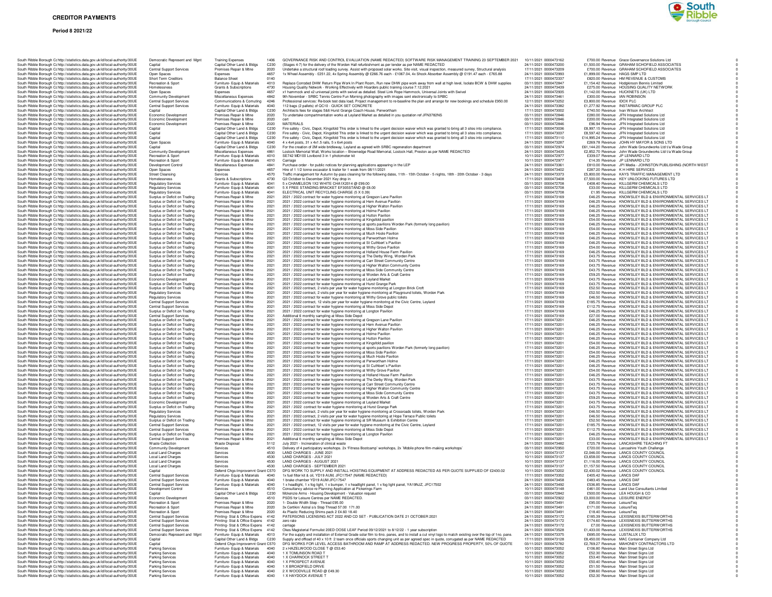# CREDITOR PAYMENTS

**Period 8 2021/22**

| Organisation | Organisation URI | Service Area | Expense Type | Code | Description | Date | Transaction No | Amount | Type | Supplier | |
|---|---|---|---|---|---|---|---|---|---|---|---|
| South Ribble Borough C | http://statistics.data.gov.uk/id/local-authority/30UE | Democratic Represent and Mgnt | Training Expenses | 1406 | GOVERNANCE RISK AND CONTROL EVALUATION (NAME REDACTED) SOFTWARE RISK MANAGEMENT TRAINING 23 SEPTEMBER 2021 | 10/11/2021 | 0000473162 | £700.00 | Revenue | Grace Governance Solutions Ltd | 0 |
| South Ribble Borough C | http://statistics.data.gov.uk/id/local-authority/30UE | Capital | Capital Other Land & Bldgs | C230 | (Stages 4-7) for the delivery of the Worden Hall refurbishment as per tender as per NAME REDACTED | 24/11/2021 | 0000473200 | £1,500.00 | Revenue | GRAHAM SCHOFIELD ASSOCIATES | 0 |
| South Ribble Borough C | http://statistics.data.gov.uk/id/local-authority/30UE | Central Support Services | Premises Repair & Mtne | 2020 | Undertake a structural roof loading survey. Assist with proposed solar works. Site visit, visual inspection, measured survey, Structural analysis | 17/11/2021 | 0000473209 | £700.00 | Revenue | GRAHAM SCHOFIELD ASSOCIATES | 0 |
| South Ribble Borough C | http://statistics.data.gov.uk/id/local-authority/30UE | Open Spaces | Expenses | 4657 | 1x Wheel Assembly - £251.22, 4x Spring Assembly @ £266.76 each - £1067.04, 4x Shock Absorber Assembly @ £191.47 each - £765.88 | 24/11/2021 | 0000472993 | £1,899.00 | Revenue | HAGS SMP LTD | 0 |
| South Ribble Borough C | http://statistics.data.gov.uk/id/local-authority/30UE | Short Term Creditors | Balance Sheet | 0140 | | 17/11/2021 | 0000472337 | £820.00 | Revenue | HM REVENUE & CUSTOMS | 0 |
| South Ribble Borough C | http://statistics.data.gov.uk/id/local-authority/30UE | Recreation & Sport | Furniture- Equip & Materials | 4013 | Replace Corroded DHW Return Pipe Work In Plant Room, Run new DHW pipe work away from wall at high level, Isolate BCW & DHW supplies | 03/11/2021 | 0000472847 | £1,154.42 | Revenue | Hodgkinson Bennis Limited | 0 |
| South Ribble Borough C | http://statistics.data.gov.uk/id/local-authority/30UE | Homelessness | Grants & Subscriptions | 4730 | Housing Quality Network - Working Effectively with Hoarders public training course 7.12.2021 | 24/11/2021 | 0000473439 | £275.00 | Revenue | HOUSING QUALITY NETWORK | 0 |
| South Ribble Borough C | http://statistics.data.gov.uk/id/local-authority/30UE | Open Spaces | Expenses | 4657 | x1 hammock and x2 universal joints with swivel as detailed. Steel Link Rope Hammock, Universal Joints with Swivel | 24/11/2021 | 0000472935 | £1,142.00 | Revenue | HUCKNETS (UK) LTD | 0 |
| South Ribble Borough C | http://statistics.data.gov.uk/id/local-authority/30UE | Community Development | Miscellaneous Expenses | 4842 | 9th November - SRBC Tennis Centre Fun Morning photography with images sent electronically to SRBC | 24/11/2021 | 0000473461 | £300.00 | Revenue | IAN ROBINSON | 0 |
| South Ribble Borough C | http://statistics.data.gov.uk/id/local-authority/30UE | Central Support Services | Communications & Computing | 4246 | Professional services: Re-book test data load, Project management to re-baseline the plan and arrange for new bookings and schedule £950.00 | 12/11/2021 | 0000473252 | £3,800.00 | Revenue | IDOX PLC | 0 |
| South Ribble Borough C | http://statistics.data.gov.uk/id/local-authority/30UE | Central Support Services | Furniture- Equip & Materials | 4040 | 112 bags (2 pallets) of QC10 - QUICK SET CONCRETE | 24/11/2021 | 0000473382 | £1,277.92 | Revenue | INSTARMAC GROUP PLC | 0 |
| South Ribble Borough C | http://statistics.data.gov.uk/id/local-authority/30UE | Capital | Capital Other Land & Bldgs | C230 | Architects fees for stages 5&6 Hurst Grange Coach House, Penwortham | 17/11/2021 | 0000473002 | £740.50 | Revenue | Ivan Wilson Architect | 0 |
| South Ribble Borough C | http://statistics.data.gov.uk/id/local-authority/30UE | Economic Development | Premises Repair & Mtne | 2020 | To undertake compartmentation works at Leyland Market as detailed in you quotation ref JFN3782NS | 03/11/2021 | 0000472846 | £280.00 | Revenue | JFN Integrated Solutions Ltd | 0 |
| South Ribble Borough C | http://statistics.data.gov.uk/id/local-authority/30UE | Economic Development | Premises Repair & Mtne | 2020 | cert | 03/11/2021 | 0000472846 | £200.00 | Revenue | JFN Integrated Solutions Ltd | 0 |
| South Ribble Borough C | http://statistics.data.gov.uk/id/local-authority/30UE | Economic Development | Premises Repair & Mtne | 2020 | MATERIALS | 03/11/2021 | 0000472846 | £96.94 | Revenue | JFN Integrated Solutions Ltd | 0 |
| South Ribble Borough C | http://statistics.data.gov.uk/id/local-authority/30UE | Capital | Capital Other Land & Bldgs | C230 | Fire safety - Civic, Depot, Kingsfold This order is linked to the urgent decision waiver which was granted to bring all 3 sites into compliance. | 17/11/2021 | 0000473036 | £9,997.15 | Revenue | JFN Integrated Solutions Ltd | 0 |
| South Ribble Borough C | http://statistics.data.gov.uk/id/local-authority/30UE | Capital | Capital Other Land & Bldgs | C230 | Fire safety - Civic, Depot, Kingsfold This order is linked to the urgent decision waiver which was granted to bring all 3 sites into compliance. | 17/11/2021 | 0000473037 | £8,597.42 | Revenue | JFN Integrated Solutions Ltd | 0 |
| South Ribble Borough C | http://statistics.data.gov.uk/id/local-authority/30UE | Capital | Capital Other Land & Bldgs | C230 | Fire safety - Civic, Depot, Kingsfold This order is linked to the urgent decision waiver which was granted to bring all 3 sites into compliance. | 17/11/2021 | 0000473110 | £14,995.24 | Revenue | JFN Integrated Solutions Ltd | 0 |
| South Ribble Borough C | http://statistics.data.gov.uk/id/local-authority/30UE | Open Spaces | Furniture- Equip & Materials | 4040 | 4 x 4x4 posts, 31 x 4x1.5 rails, 5 x 6x4 posts | 24/11/2021 | 0000473287 | £269.78 | Revenue | JOHN HY MAYOR & SONS LTD | 0 |
| South Ribble Borough C | http://statistics.data.gov.uk/id/local-authority/30UE | Capital | Capital Other Land & Bldgs | C230 | For the creation of 2M wide bridleway, Leyland as agreed with SRBC regeneration department | 03/11/2021 | 0000472974 | £61,144.20 | Revenue | John Wade Groundworks Ltd t/a Wade Group | 0 |
| South Ribble Borough C | http://statistics.data.gov.uk/id/local-authority/30UE | Community Development | Miscellaneous Expenses | 4861 | Lostock Memorial Wall, Works location – Brownedge Road Memorial, Lostock Hall, Preston as per NAME REDACTED | 24/11/2021 | 0000473435 | £2,852.70 | Revenue | John Wade Groundworks Ltd t/a Wade Group | 0 |
| South Ribble Borough C | http://statistics.data.gov.uk/id/local-authority/30UE | Recreation & Sport | Furniture- Equip & Materials | 4010 | SE742 MD100 Lovibond 3 in 1 photometer kit | 10/11/2021 | 0000472977 | £339.07 | Revenue | JP LENNARD LTD | 0 |
| South Ribble Borough C | http://statistics.data.gov.uk/id/local-authority/30UE | Recreation & Sport | Furniture- Equip & Materials | 4010 | Carriage | 10/11/2021 | 0000472977 | £14.35 | Revenue | JP LENNARD LTD | 0 |
| South Ribble Borough C | http://statistics.data.gov.uk/id/local-authority/30UE | Development Control | Miscellaneous Expenses | 4841 | Purchase order - for public notices for planning applications appearing in the LEP | 24/11/2021 | 0000473361 | £810.00 | Revenue | JPI Media - JOHNSTON PUBLISHING (NORTH WEST | 0 |
| South Ribble Borough C | http://statistics.data.gov.uk/id/local-authority/30UE | Open Spaces | Expenses | 4657 | Hire of 1 1/2 tonne excavator & trailer for 1 week from 08/11/2021 | 24/11/2021 | 0000473402 | £287.20 | Revenue | K H HIRE SERVICES | 0 |
| South Ribble Borough C | http://statistics.data.gov.uk/id/local-authority/30UE | Street Cleansing | Services | 4570 | Traffic management for Autumn by-pass cleaning for the following dates, 11th - 15th October - 5 nights, 18th - 20th October - 3 days | 24/11/2021 | 0000473373 | £5,800.00 | Revenue | KAYS TRAFFIC MANAGEMENT LTD | 0 |
| South Ribble Borough C | http://statistics.data.gov.uk/id/local-authority/30UE | Homelessness | Grants & Subscriptions | 4730 | Q3 October to December 2021 Key drop in | 17/11/2021 | 0000473408 | £7,500.00 | Revenue | KEY UNLOCKING FUTURES LTD | 0 |
| South Ribble Borough C | http://statistics.data.gov.uk/id/local-authority/30UE | Regulatory Services | Furniture- Equip & Materials | 4041 | 5 x CHAMELEON 1X2 WHITE CHA1X2014 @ £99.00 | 03/11/2021 | 0000472708 | £408.40 | Revenue | KILLGERM CHEMICALS LTD | 0 |
| South Ribble Borough C | http://statistics.data.gov.uk/id/local-authority/30UE | Regulatory Services | Furniture- Equip & Materials | 4041 | 5 X FREE STANDING BRACKET EF305STAND @ £8.00 | 03/11/2021 | 0000472708 | £33.00 | Revenue | KILLGERM CHEMICALS LTD | 0 |
| South Ribble Borough C | http://statistics.data.gov.uk/id/local-authority/30UE | Regulatory Services | Furniture- Equip & Materials | 4041 | ELECTRICAL UNIT RECYCLING CHARGE (5 X 0.39) | 03/11/2021 | 0000472708 | £1.95 | Revenue | KILLGERM CHEMICALS LTD | 0 |
| South Ribble Borough C | http://statistics.data.gov.uk/id/local-authority/30UE | Surplus or Deficit on Trading | Premises Repair & Mtne | 2021 | 2021 / 2022 contract for water hygiene monitoring at Gregson Lane Pavilion | 17/11/2021 | 0000473169 | £46.25 | Revenue | KNOWSLEY BLD & ENVIRONMENTAL SERVICES LT | 0 |
| South Ribble Borough C | http://statistics.data.gov.uk/id/local-authority/30UE | Surplus or Deficit on Trading | Premises Repair & Mtne | 2021 | 2021 / 2022 contract for water hygiene monitoring at Hern Avenue Pavilion | 17/11/2021 | 0000473169 | £46.25 | Revenue | KNOWSLEY BLD & ENVIRONMENTAL SERVICES LT | 0 |
| South Ribble Borough C | http://statistics.data.gov.uk/id/local-authority/30UE | Surplus or Deficit on Trading | Premises Repair & Mtne | 2021 | 2021 / 2022 contract for water hygiene monitoring at Higher Walton Pavilion | 17/11/2021 | 0000473169 | £46.25 | Revenue | KNOWSLEY BLD & ENVIRONMENTAL SERVICES LT | 0 |
| South Ribble Borough C | http://statistics.data.gov.uk/id/local-authority/30UE | Surplus or Deficit on Trading | Premises Repair & Mtne | 2021 | 2021 / 2022 contract for water hygiene monitoring at Holme Pavilion | 17/11/2021 | 0000473169 | £46.25 | Revenue | KNOWSLEY BLD & ENVIRONMENTAL SERVICES LT | 0 |
| South Ribble Borough C | http://statistics.data.gov.uk/id/local-authority/30UE | Surplus or Deficit on Trading | Premises Repair & Mtne | 2021 | 2021 / 2022 contract for water hygiene monitoring at Hutton Pavilion | 17/11/2021 | 0000473169 | £46.25 | Revenue | KNOWSLEY BLD & ENVIRONMENTAL SERVICES LT | 0 |
| South Ribble Borough C | http://statistics.data.gov.uk/id/local-authority/30UE | Surplus or Deficit on Trading | Premises Repair & Mtne | 2021 | 2021 / 2022 contract for water hygiene monitoring at Kingsfold pavilion | 17/11/2021 | 0000473169 | £54.00 | Revenue | KNOWSLEY BLD & ENVIRONMENTAL SERVICES LT | 0 |
| South Ribble Borough C | http://statistics.data.gov.uk/id/local-authority/30UE | Surplus or Deficit on Trading | Premises Repair & Mtne | 2021 | 2021 / 2022 contract for water hygiene monitoring at sports pavilions Worden Park (formerly long pavilion) | 17/11/2021 | 0000473169 | £46.25 | Revenue | KNOWSLEY BLD & ENVIRONMENTAL SERVICES LT | 0 |
| South Ribble Borough C | http://statistics.data.gov.uk/id/local-authority/30UE | Surplus or Deficit on Trading | Premises Repair & Mtne | 2021 | 2021 / 2022 contract for water hygiene monitoring at Moss Side Pavilion | 17/11/2021 | 0000473169 | £54.00 | Revenue | KNOWSLEY BLD & ENVIRONMENTAL SERVICES LT | 0 |
| South Ribble Borough C | http://statistics.data.gov.uk/id/local-authority/30UE | Surplus or Deficit on Trading | Premises Repair & Mtne | 2021 | 2021 / 2022 contract for water hygiene monitoring at Much Hoole Pavilion | 17/11/2021 | 0000473169 | £46.25 | Revenue | KNOWSLEY BLD & ENVIRONMENTAL SERVICES LT | 0 |
| South Ribble Borough C | http://statistics.data.gov.uk/id/local-authority/30UE | Surplus or Deficit on Trading | Premises Repair & Mtne | 2021 | 2021 / 2022 contract for water hygiene monitoring at Penwortham Holme | 17/11/2021 | 0000473169 | £46.25 | Revenue | KNOWSLEY BLD & ENVIRONMENTAL SERVICES LT | 0 |
| South Ribble Borough C | http://statistics.data.gov.uk/id/local-authority/30UE | Surplus or Deficit on Trading | Premises Repair & Mtne | 2021 | 2021 / 2022 contract for water hygiene monitoring at St Cuthbert`s Pavilion | 17/11/2021 | 0000473169 | £46.25 | Revenue | KNOWSLEY BLD & ENVIRONMENTAL SERVICES LT | 0 |
| South Ribble Borough C | http://statistics.data.gov.uk/id/local-authority/30UE | Surplus or Deficit on Trading | Premises Repair & Mtne | 2021 | 2021 / 2022 contract for water hygiene monitoring at Withy Grove Pavilion | 17/11/2021 | 0000473169 | £54.00 | Revenue | KNOWSLEY BLD & ENVIRONMENTAL SERVICES LT | 0 |
| South Ribble Borough C | http://statistics.data.gov.uk/id/local-authority/30UE | Surplus or Deficit on Trading | Premises Repair & Mtne | 2021 | 2021 / 2022 contract for water hygiene monitoring at Holland House Farm Pavilion | 17/11/2021 | 0000473169 | £46.25 | Revenue | KNOWSLEY BLD & ENVIRONMENTAL SERVICES LT | 0 |
| South Ribble Borough C | http://statistics.data.gov.uk/id/local-authority/30UE | Surplus or Deficit on Trading | Premises Repair & Mtne | 2021 | 2021 / 2022 contract for water hygiene monitoring at The Derby Wing, Worden Park | 17/11/2021 | 0000473169 | £43.75 | Revenue | KNOWSLEY BLD & ENVIRONMENTAL SERVICES LT | 0 |
| South Ribble Borough C | http://statistics.data.gov.uk/id/local-authority/30UE | Surplus or Deficit on Trading | Premises Repair & Mtne | 2021 | 2021 / 2022 contract for water hygiene monitoring at Carr Street Community Centre | 17/11/2021 | 0000473169 | £43.75 | Revenue | KNOWSLEY BLD & ENVIRONMENTAL SERVICES LT | 0 |
| South Ribble Borough C | http://statistics.data.gov.uk/id/local-authority/30UE | Surplus or Deficit on Trading | Premises Repair & Mtne | 2021 | 2021 / 2022 contract for water hygiene monitoring at Higher Walton Community Centre | 17/11/2021 | 0000473169 | £43.75 | Revenue | KNOWSLEY BLD & ENVIRONMENTAL SERVICES LT | 0 |
| South Ribble Borough C | http://statistics.data.gov.uk/id/local-authority/30UE | Surplus or Deficit on Trading | Premises Repair & Mtne | 2021 | 2021 / 2022 contract for water hygiene monitoring at Moss Side Community Centre | 17/11/2021 | 0000473169 | £43.75 | Revenue | KNOWSLEY BLD & ENVIRONMENTAL SERVICES LT | 0 |
| South Ribble Borough C | http://statistics.data.gov.uk/id/local-authority/30UE | Surplus or Deficit on Trading | Premises Repair & Mtne | 2021 | 2021 / 2022 contract for water hygiene monitoring at Worden Arts & Craft Centre | 17/11/2021 | 0000473169 | £59.25 | Revenue | KNOWSLEY BLD & ENVIRONMENTAL SERVICES LT | 0 |
| South Ribble Borough C | http://statistics.data.gov.uk/id/local-authority/30UE | Economic Development | Premises Repair & Mtne | 2021 | 2021 / 2022 contract for water hygiene monitoring at Leyland Market | 17/11/2021 | 0000473169 | £43.75 | Revenue | KNOWSLEY BLD & ENVIRONMENTAL SERVICES LT | 0 |
| South Ribble Borough C | http://statistics.data.gov.uk/id/local-authority/30UE | Surplus or Deficit on Trading | Premises Repair & Mtne | 2021 | 2021 / 2022 contract for water hygiene monitoring at Hurst Grange Park | 17/11/2021 | 0000473169 | £43.75 | Revenue | KNOWSLEY BLD & ENVIRONMENTAL SERVICES LT | 0 |
| South Ribble Borough C | http://statistics.data.gov.uk/id/local-authority/30UE | Surplus or Deficit on Trading | Premises Repair & Mtne | 2021 | 2021 / 2022 contract, 2 visits per year for water hygiene monitoring at Longton Brick Croft | 17/11/2021 | 0000473169 | £52.50 | Revenue | KNOWSLEY BLD & ENVIRONMENTAL SERVICES LT | 0 |
| South Ribble Borough C | http://statistics.data.gov.uk/id/local-authority/30UE | Regulatory Services | Premises Repair & Mtne | 2021 | 2021 / 2022 contract, 2 visits per year for water hygiene monitoring at Playground toilets, Worden Park | 17/11/2021 | 0000473169 | £52.50 | Revenue | KNOWSLEY BLD & ENVIRONMENTAL SERVICES LT | 0 |
| South Ribble Borough C | http://statistics.data.gov.uk/id/local-authority/30UE | Regulatory Services | Premises Repair & Mtne | 2021 | 2021 / 2022 contract for water hygiene monitoring at Withy Grove public toilets | 17/11/2021 | 0000473169 | £46.50 | Revenue | KNOWSLEY BLD & ENVIRONMENTAL SERVICES LT | 0 |
| South Ribble Borough C | http://statistics.data.gov.uk/id/local-authority/30UE | Central Support Services | Premises Repair & Mtne | 2021 | 2021 / 2022 contract, 12 visits per year for water hygiene monitoring at the Civic Centre, Leyland | 17/11/2021 | 0000473169 | £185.75 | Revenue | KNOWSLEY BLD & ENVIRONMENTAL SERVICES LT | 0 |
| South Ribble Borough C | http://statistics.data.gov.uk/id/local-authority/30UE | Central Support Services | Premises Repair & Mtne | 2021 | 2021 / 2022 contract for water hygiene monitoring at Moss Side Depot | 17/11/2021 | 0000473169 | £112.75 | Revenue | KNOWSLEY BLD & ENVIRONMENTAL SERVICES LT | 0 |
| South Ribble Borough C | http://statistics.data.gov.uk/id/local-authority/30UE | Surplus or Deficit on Trading | Premises Repair & Mtne | 2021 | 2021 / 2022 contract for water hygiene monitoring at Longton Pavilion | 17/11/2021 | 0000473169 | £46.25 | Revenue | KNOWSLEY BLD & ENVIRONMENTAL SERVICES LT | 0 |
| South Ribble Borough C | http://statistics.data.gov.uk/id/local-authority/30UE | Central Support Services | Premises Repair & Mtne | 2021 | Additional 6 monthly sampling at Moss Side Depot | 17/11/2021 | 0000473169 | £27.00 | Revenue | KNOWSLEY BLD & ENVIRONMENTAL SERVICES LT | 0 |
| South Ribble Borough C | http://statistics.data.gov.uk/id/local-authority/30UE | Surplus or Deficit on Trading | Premises Repair & Mtne | 2021 | 2021 / 2022 contract for water hygiene monitoring at Gregson Lane Pavilion | 17/11/2021 | 0000473201 | £46.25 | Revenue | KNOWSLEY BLD & ENVIRONMENTAL SERVICES LT | 0 |
| South Ribble Borough C | http://statistics.data.gov.uk/id/local-authority/30UE | Surplus or Deficit on Trading | Premises Repair & Mtne | 2021 | 2021 / 2022 contract for water hygiene monitoring at Hern Avenue Pavilion | 17/11/2021 | 0000473201 | £46.25 | Revenue | KNOWSLEY BLD & ENVIRONMENTAL SERVICES LT | 0 |
| South Ribble Borough C | http://statistics.data.gov.uk/id/local-authority/30UE | Surplus or Deficit on Trading | Premises Repair & Mtne | 2021 | 2021 / 2022 contract for water hygiene monitoring at Higher Walton Pavilion | 17/11/2021 | 0000473201 | £46.25 | Revenue | KNOWSLEY BLD & ENVIRONMENTAL SERVICES LT | 0 |
| South Ribble Borough C | http://statistics.data.gov.uk/id/local-authority/30UE | Surplus or Deficit on Trading | Premises Repair & Mtne | 2021 | 2021 / 2022 contract for water hygiene monitoring at Holme Pavilion | 17/11/2021 | 0000473201 | £46.25 | Revenue | KNOWSLEY BLD & ENVIRONMENTAL SERVICES LT | 0 |
| South Ribble Borough C | http://statistics.data.gov.uk/id/local-authority/30UE | Surplus or Deficit on Trading | Premises Repair & Mtne | 2021 | 2021 / 2022 contract for water hygiene monitoring at Hutton Pavilion | 17/11/2021 | 0000473201 | £46.25 | Revenue | KNOWSLEY BLD & ENVIRONMENTAL SERVICES LT | 0 |
| South Ribble Borough C | http://statistics.data.gov.uk/id/local-authority/30UE | Surplus or Deficit on Trading | Premises Repair & Mtne | 2021 | 2021 / 2022 contract for water hygiene monitoring at Kingsfold pavilion | 17/11/2021 | 0000473201 | £54.00 | Revenue | KNOWSLEY BLD & ENVIRONMENTAL SERVICES LT | 0 |
| South Ribble Borough C | http://statistics.data.gov.uk/id/local-authority/30UE | Surplus or Deficit on Trading | Premises Repair & Mtne | 2021 | 2021 / 2022 contract for water hygiene monitoring at sports pavilions Worden Park (formerly long pavilion) | 17/11/2021 | 0000473201 | £46.25 | Revenue | KNOWSLEY BLD & ENVIRONMENTAL SERVICES LT | 0 |
| South Ribble Borough C | http://statistics.data.gov.uk/id/local-authority/30UE | Surplus or Deficit on Trading | Premises Repair & Mtne | 2021 | 2021 / 2022 contract for water hygiene monitoring at Moss Side Pavilion | 17/11/2021 | 0000473201 | £54.00 | Revenue | KNOWSLEY BLD & ENVIRONMENTAL SERVICES LT | 0 |
| South Ribble Borough C | http://statistics.data.gov.uk/id/local-authority/30UE | Surplus or Deficit on Trading | Premises Repair & Mtne | 2021 | 2021 / 2022 contract for water hygiene monitoring at Much Hoole Pavilion | 17/11/2021 | 0000473201 | £46.25 | Revenue | KNOWSLEY BLD & ENVIRONMENTAL SERVICES LT | 0 |
| South Ribble Borough C | http://statistics.data.gov.uk/id/local-authority/30UE | Surplus or Deficit on Trading | Premises Repair & Mtne | 2021 | 2021 / 2022 contract for water hygiene monitoring at Penwortham Holme | 17/11/2021 | 0000473201 | £46.25 | Revenue | KNOWSLEY BLD & ENVIRONMENTAL SERVICES LT | 0 |
| South Ribble Borough C | http://statistics.data.gov.uk/id/local-authority/30UE | Surplus or Deficit on Trading | Premises Repair & Mtne | 2021 | 2021 / 2022 contract for water hygiene monitoring at St Cuthbert`s Pavilion | 17/11/2021 | 0000473201 | £46.25 | Revenue | KNOWSLEY BLD & ENVIRONMENTAL SERVICES LT | 0 |
| South Ribble Borough C | http://statistics.data.gov.uk/id/local-authority/30UE | Surplus or Deficit on Trading | Premises Repair & Mtne | 2021 | 2021 / 2022 contract for water hygiene monitoring at Withy Grove Pavilion | 17/11/2021 | 0000473201 | £54.00 | Revenue | KNOWSLEY BLD & ENVIRONMENTAL SERVICES LT | 0 |
| South Ribble Borough C | http://statistics.data.gov.uk/id/local-authority/30UE | Surplus or Deficit on Trading | Premises Repair & Mtne | 2021 | 2021 / 2022 contract for water hygiene monitoring at Holland House Farm Pavilion | 17/11/2021 | 0000473201 | £46.25 | Revenue | KNOWSLEY BLD & ENVIRONMENTAL SERVICES LT | 0 |
| South Ribble Borough C | http://statistics.data.gov.uk/id/local-authority/30UE | Surplus or Deficit on Trading | Premises Repair & Mtne | 2021 | 2021 / 2022 contract for water hygiene monitoring at The Derby Wing, Worden Park | 17/11/2021 | 0000473201 | £43.75 | Revenue | KNOWSLEY BLD & ENVIRONMENTAL SERVICES LT | 0 |
| South Ribble Borough C | http://statistics.data.gov.uk/id/local-authority/30UE | Surplus or Deficit on Trading | Premises Repair & Mtne | 2021 | 2021 / 2022 contract for water hygiene monitoring at Carr Street Community Centre | 17/11/2021 | 0000473201 | £43.75 | Revenue | KNOWSLEY BLD & ENVIRONMENTAL SERVICES LT | 0 |
| South Ribble Borough C | http://statistics.data.gov.uk/id/local-authority/30UE | Surplus or Deficit on Trading | Premises Repair & Mtne | 2021 | 2021 / 2022 contract for water hygiene monitoring at Higher Walton Community Centre | 17/11/2021 | 0000473201 | £43.75 | Revenue | KNOWSLEY BLD & ENVIRONMENTAL SERVICES LT | 0 |
| South Ribble Borough C | http://statistics.data.gov.uk/id/local-authority/30UE | Surplus or Deficit on Trading | Premises Repair & Mtne | 2021 | 2021 / 2022 contract for water hygiene monitoring at Moss Side Community Centre | 17/11/2021 | 0000473201 | £43.75 | Revenue | KNOWSLEY BLD & ENVIRONMENTAL SERVICES LT | 0 |
| South Ribble Borough C | http://statistics.data.gov.uk/id/local-authority/30UE | Surplus or Deficit on Trading | Premises Repair & Mtne | 2021 | 2021 / 2022 contract for water hygiene monitoring at Worden Arts & Craft Centre | 17/11/2021 | 0000473201 | £59.25 | Revenue | KNOWSLEY BLD & ENVIRONMENTAL SERVICES LT | 0 |
| South Ribble Borough C | http://statistics.data.gov.uk/id/local-authority/30UE | Economic Development | Premises Repair & Mtne | 2021 | 2021 / 2022 contract for water hygiene monitoring at Leyland Market | 17/11/2021 | 0000473201 | £43.75 | Revenue | KNOWSLEY BLD & ENVIRONMENTAL SERVICES LT | 0 |
| South Ribble Borough C | http://statistics.data.gov.uk/id/local-authority/30UE | Surplus or Deficit on Trading | Premises Repair & Mtne | 2021 | 2021 / 2022 contract for water hygiene monitoring at Hurst Grange Park | 17/11/2021 | 0000473201 | £43.75 | Revenue | KNOWSLEY BLD & ENVIRONMENTAL SERVICES LT | 0 |
| South Ribble Borough C | http://statistics.data.gov.uk/id/local-authority/30UE | Regulatory Services | Premises Repair & Mtne | 2021 | 2021 / 2022 contract, 2 visits per year for water hygiene monitoring at Crossroads toilets, Worden Park | 17/11/2021 | 0000473201 | £46.50 | Revenue | KNOWSLEY BLD & ENVIRONMENTAL SERVICES LT | 0 |
| South Ribble Borough C | http://statistics.data.gov.uk/id/local-authority/30UE | Regulatory Services | Premises Repair & Mtne | 2021 | 2021 / 2022 contract, 2 visits per year for water hygiene monitoring at Hope Terrace Public toilets | 17/11/2021 | 0000473201 | £46.50 | Revenue | KNOWSLEY BLD & ENVIRONMENTAL SERVICES LT | 0 |
| South Ribble Borough C | http://statistics.data.gov.uk/id/local-authority/30UE | Surplus or Deficit on Trading | Premises Repair & Mtne | 2021 | 2021 / 2022 contract for water hygiene monitoring at SR Museum & Exhibition Centre | 17/11/2021 | 0000473201 | £52.50 | Revenue | KNOWSLEY BLD & ENVIRONMENTAL SERVICES LT | 0 |
| South Ribble Borough C | http://statistics.data.gov.uk/id/local-authority/30UE | Central Support Services | Premises Repair & Mtne | 2021 | 2021 / 2022 contract, 12 visits per year for water hygiene monitoring at the Civic Centre, Leyland | 17/11/2021 | 0000473201 | £185.75 | Revenue | KNOWSLEY BLD & ENVIRONMENTAL SERVICES LT | 0 |
| South Ribble Borough C | http://statistics.data.gov.uk/id/local-authority/30UE | Central Support Services | Premises Repair & Mtne | 2021 | 2021 / 2022 contract for water hygiene monitoring at Moss Side Depot | 17/11/2021 | 0000473201 | £112.75 | Revenue | KNOWSLEY BLD & ENVIRONMENTAL SERVICES LT | 0 |
| South Ribble Borough C | http://statistics.data.gov.uk/id/local-authority/30UE | Surplus or Deficit on Trading | Premises Repair & Mtne | 2021 | 2021 / 2022 contract for water hygiene monitoring at Longton Pavilion | 17/11/2021 | 0000473201 | £46.25 | Revenue | KNOWSLEY BLD & ENVIRONMENTAL SERVICES LT | 0 |
| South Ribble Borough C | http://statistics.data.gov.uk/id/local-authority/30UE | Central Support Services | Premises Repair & Mtne | 2021 | Additional 6 monthly sampling at Moss Side Depot | 17/11/2021 | 0000473201 | £33.00 | Revenue | KNOWSLEY BLD & ENVIRONMENTAL SERVICES LT | 0 |
| South Ribble Borough C | http://statistics.data.gov.uk/id/local-authority/30UE | Waste Collection | Waste Disposal | 5112 | July 2021 - Incineration of clinical waste | 24/11/2021 | 0000473482 | £725.78 | Revenue | LANCASHIRE TEACHING FT | 0 |
| South Ribble Borough C | http://statistics.data.gov.uk/id/local-authority/30UE | Community Development | Services | 4510 | Delivery of 4 participatory workshops. 2x 'Fitness Bootcamp' workshops, 2x `Mobile phone film-making workshops` | 03/11/2021 | 0000472950 | £720.00 | Revenue | Lancashire Youth Challenge | 0 |
| South Ribble Borough C | http://statistics.data.gov.uk/id/local-authority/30UE | Local Land Charges | Services | 4530 | LAND CHARGES - JUNE 2021 | 10/11/2021 | 0000473137 | £2,046.00 | Revenue | LANCS COUNTY COUNCIL | 0 |
| South Ribble Borough C | http://statistics.data.gov.uk/id/local-authority/30UE | Local Land Charges | Services | 4530 | LAND CHARGES - JULY 2021 | 10/11/2021 | 0000473137 | £3,658.00 | Revenue | LANCS COUNTY COUNCIL | 0 |
| South Ribble Borough C | http://statistics.data.gov.uk/id/local-authority/30UE | Local Land Charges | Services | 4530 | LAND CHARGES - AUGUST 2021 | 10/11/2021 | 0000473137 | £1,116.00 | Revenue | LANCS COUNTY COUNCIL | 0 |
| South Ribble Borough C | http://statistics.data.gov.uk/id/local-authority/30UE | Local Land Charges | Services | 4530 | LAND CHARGES - SEPTEMBER 2021 | 10/11/2021 | 0000473137 | £1,157.50 | Revenue | LANCS COUNTY COUNCIL | 0 |
| South Ribble Borough C | http://statistics.data.gov.uk/id/local-authority/30UE | Capital | Deferrd Chgs-Improvemnt Grant | C570 | DFG WORK TO SUPPLY AND INSTALL HOISTING EQUIPMENT AT ADDRESS REDACTED AS PER QUOTE SUPPLIED OF £2430.02 | 10/11/2021 | 0000473202 | £2,430.02 | Revenue | LANCS COUNTY COUNCIL | 0 |
| South Ribble Borough C | http://statistics.data.gov.uk/id/local-authority/30UE | Central Support Services | Furniture- Equip & Materials | 4040 | 1x fuel filter kit & oil, YD19 AUM, JFC17547 (NAME REDACTED) | 17/11/2021 | 0000473352 | £405.42 | Revenue | LANCS DAF | 0 |
| South Ribble Borough C | http://statistics.data.gov.uk/id/local-authority/30UE | Central Support Services | Furniture- Equip & Materials | 4040 | 1 brake chamber YD19 AUM JFC17547 | 24/11/2021 | 0000473458 | £483.45 | Revenue | LANCS DAF | 0 |
| South Ribble Borough C | http://statistics.data.gov.uk/id/local-authority/30UE | Central Support Services | Furniture- Equip & Materials | 4040 | 1 x headlight, 1 x fog light, 1 x bumper, 1 x headlight panel, 1 x fog light panel, YA19NJZ, JFC17502 | 24/11/2021 | 0000473492 | £536.85 | Revenue | LANCS DAF | 0 |
| South Ribble Borough C | http://statistics.data.gov.uk/id/local-authority/30UE | Development Control | Services | 4510 | Consultancy advice re Planning Application at Pickerings Farm | 10/11/2021 | 0000473148 | £461.00 | Revenue | Land Use Consultants Limited | 0 |
| South Ribble Borough C | http://statistics.data.gov.uk/id/local-authority/30UE | Capital | Capital Other Land & Bldgs | C230 | Mckenzie Arms - Housing Development - Valuation request | 03/11/2021 | 0000472842 | £500.00 | Revenue | LEA HOUGH & CO | 0 |
| South Ribble Borough C | http://statistics.data.gov.uk/id/local-authority/30UE | Economic Development | Services | 4510 | PSDS for Leisure Centres per NAME REDACTED. | 03/11/2021 | 0000472922 | £3,000.00 | Revenue | LEISURE ENERGY | 0 |
| South Ribble Borough C | http://statistics.data.gov.uk/id/local-authority/30UE | Recreation & Sport | Premises Repair & Mtne | 2020 | 1- Double Width Step - Thread £95.00 | 24/11/2021 | 0000473491 | £95.00 | Revenue | LeisureTeq | 0 |
| South Ribble Borough C | http://statistics.data.gov.uk/id/local-authority/30UE | Recreation & Sport | Premises Repair & Mtne | 2020 | 3x Certikin/ Astral s/s Step Thread 57.00 171.00 | 24/11/2021 | 0000473491 | £171.00 | Revenue | LeisureTeq | 0 |
| South Ribble Borough C | http://statistics.data.gov.uk/id/local-authority/30UE | Recreation & Sport | Premises Repair & Mtne | 2020 | 4x Plastic Reducing Shims pack 2 £4.60 18.40 | 24/11/2021 | 0000473491 | £18.40 | Revenue | LeisureTeq | 0 |
| South Ribble Borough C | http://statistics.data.gov.uk/id/local-authority/30UE | Central Support Services | Printing- Stat & Office Expens | 4142 | PATERSONS LICENSING ACT 2022 AND CD SET - PUBLICATION DATE 21 OCTOBER 2021 | 24/11/2021 | 0000473172 | £185.39 | Revenue | LEXISNEXIS BUTTERWORTHS | 0 |
| South Ribble Borough C | http://statistics.data.gov.uk/id/local-authority/30UE | Central Support Services | Printing- Stat & Office Expens | 4142 | zero rate | 24/11/2021 | 0000473172 | £174.60 | Revenue | LEXISNEXIS BUTTERWORTHS | 0 |
| South Ribble Borough C | http://statistics.data.gov.uk/id/local-authority/30UE | Central Support Services | Printing- Stat & Office Expens | 4142 | carriage | 24/11/2021 | 0000473172 | £7.00 | Revenue | LEXISNEXIS BUTTERWORTHS | 0 |
| South Ribble Borough C | http://statistics.data.gov.uk/id/local-authority/30UE | Central Support Services | Printing- Stat & Office Expens | 4142 | Okes Magisterial Formulist 20ED OOSE LEAF Period 09/12/2021 to 8/12/22 - 1 year subscription | 24/11/2021 | 0000473528 | £1,433.00 | Revenue | LEXISNEXIS BUTTERWORTHS | 0 |
| South Ribble Borough C | http://statistics.data.gov.uk/id/local-authority/30UE | Democratic Represent and Mgnt | Furniture- Equip & Materials | 4013 | For the supply and installation of External Grade solar film to 6no. panes, and to install a cut vinyl logo to match existing over the top of 1no. pane. | 24/11/2021 | 0000473375 | £695.00 | Revenue | LUSTALUX LTD | 0 |
| South Ribble Borough C | http://statistics.data.gov.uk/id/local-authority/30UE | Capital | Capital Other Land & Bldgs | C230 | Supply and offload of 40 x 10 ft 2 team once officials sports changing unit as per agreed spec in quote, corrugated as per NAME REDACTED | 10/11/2021 | 0000473128 | £8,450.00 | Revenue | MAC Container Company Ltd | 0 |
| South Ribble Borough C | http://statistics.data.gov.uk/id/local-authority/30UE | Capital | Deferrd Chgs-Improvemnt Grant | C570 | DFG WORKS FOR LEVEL ACCESS BATHROOM AND RAMP AT ADDRESS REDACTED. NEW PROGRESS PROPERTY, 50% OF QUOTE | 03/11/2021 | 0000472782 | £2,769.27 | Revenue | MAHONEY CONTRACTORS LTD | 0 |
| South Ribble Borough C | http://statistics.data.gov.uk/id/local-authority/30UE | Parking Services | Furniture- Equip & Materials | 4040 | 2 x HAZELWOOD CLOSE T @ £53.40 | 10/11/2021 | 0000473052 | £106.80 | Revenue | Main Street Signs Ltd | 0 |
| South Ribble Borough C | http://statistics.data.gov.uk/id/local-authority/30UE | Parking Services | Furniture- Equip & Materials | 4040 | 1 X TOMLINSON ROAD T | 10/11/2021 | 0000473052 | £52.30 | Revenue | Main Street Signs Ltd | 0 |
| South Ribble Borough C | http://statistics.data.gov.uk/id/local-authority/30UE | Parking Services | Furniture- Equip & Materials | 4040 | 1 X CHARNOCK STREET T | 10/11/2021 | 0000473052 | £53.40 | Revenue | Main Street Signs Ltd | 0 |
| South Ribble Borough C | http://statistics.data.gov.uk/id/local-authority/30UE | Parking Services | Furniture- Equip & Materials | 4040 | 1 X PROSPECT AVENUE | 10/11/2021 | 0000473052 | £50.40 | Revenue | Main Street Signs Ltd | 0 |
| South Ribble Borough C | http://statistics.data.gov.uk/id/local-authority/30UE | Parking Services | Furniture- Equip & Materials | 4040 | 1 X BROADFIELD DRIVE | 10/11/2021 | 0000473052 | £51.50 | Revenue | Main Street Signs Ltd | 0 |
| South Ribble Borough C | http://statistics.data.gov.uk/id/local-authority/30UE | Parking Services | Furniture- Equip & Materials | 4040 | 2 X WOODVILLE ROAD @ £49.30 | 10/11/2021 | 0000473052 | £98.60 | Revenue | Main Street Signs Ltd | 0 |
| South Ribble Borough C | http://statistics.data.gov.uk/id/local-authority/30UE | Parking Services | Furniture- Equip & Materials | 4040 | 1 X HAYDOCK AVENUE T | 10/11/2021 | 0000473052 | £52.30 | Revenue | Main Street Signs Ltd | 0 |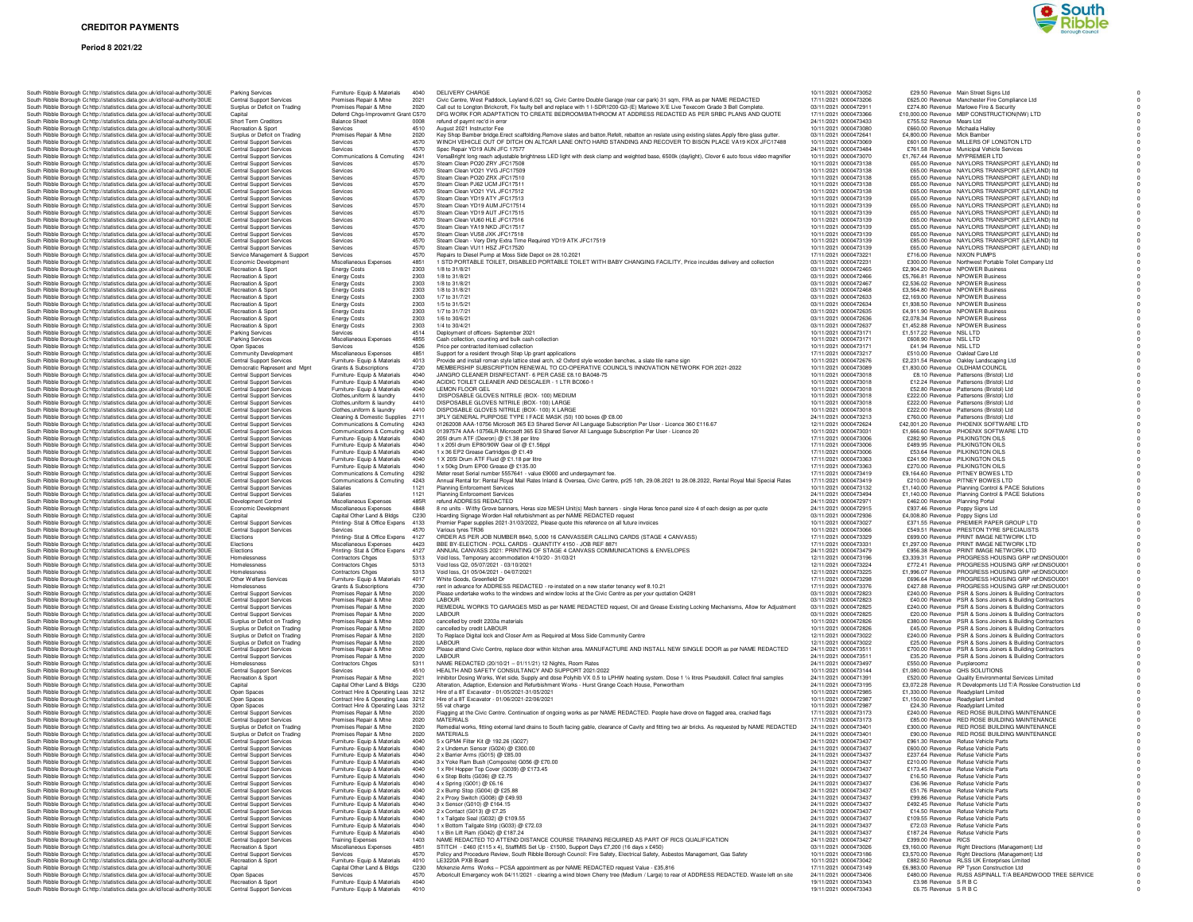# CREDITOR PAYMENTS

**Period 8 2021/22**

| | | | | | | | | | | |
|---|---|---|---|---|---|---|---|---|---|---|
| South Ribble Borough C | http://statistics.data.gov.uk/id/local-authority/30UE | Parking Services | Furniture- Equip & Materials | 4040 | DELIVERY CHARGE | 10/11/2021 | 0000473052 | £29.50 | Revenue | Main Street Signs Ltd | 0 |
| South Ribble Borough C | http://statistics.data.gov.uk/id/local-authority/30UE | Central Support Services | Premises Repair & Mtne | 2021 | Civic Centre, West Paddock, Leyland 6,021 sq, Civic Centre Double Garage (rear car park) 31 sqm, FRA as per NAME REDACTED | 17/11/2021 | 0000473206 | £625.00 | Revenue | Manchester Fire Compliance Ltd | 0 |
| South Ribble Borough C | http://statistics.data.gov.uk/id/local-authority/30UE | Surplus or Deficit on Trading | Premises Repair & Mtne | 2020 | Call out to Longton Brickcroft, Fix faulty bell and replace with 1 I-SDR1200-G3-(E) Marlowe X/E Live Texecom Grade 3 Bell Complete. | 03/11/2021 | 0000472911 | £274.80 | Revenue | Marlowe Fire & Security | 0 |
| South Ribble Borough C | http://statistics.data.gov.uk/id/local-authority/30UE | Capital | Deferd Chgs-Improvemnt Grant | C570 | DFG WORK FOR ADAPTATION TO CREATE BEDROOM/BATHROOM AT ADDRESS REDACTED AS PER SRBC PLANS AND QUOTE | 17/11/2021 | 0000473366 | £10,000.00 | Revenue | MBP CONSTRUCTION(NW) LTD | 0 |
| South Ribble Borough C | http://statistics.data.gov.uk/id/local-authority/30UE | Short Term Creditors | Balance Sheet | 0008 | refund of paymt rec'd in error | 24/11/2021 | 0000473433 | £755.52 | Revenue | Mears Ltd | 0 |
| South Ribble Borough C | http://statistics.data.gov.uk/id/local-authority/30UE | Recreation & Sport | Services | 4510 | August 2021 Instructor Fee | 10/11/2021 | 0000473080 | £660.00 | Revenue | Michaela Halley | 0 |
| South Ribble Borough C | http://statistics.data.gov.uk/id/local-authority/30UE | Surplus or Deficit on Trading | Premises Repair & Mtne | 2020 | Key Shop Bamber bridge.Erect scaffolding.Remove slates and batton.Refelt, rebatton an reslate using existing slates.Apply fibre glass gutter. | 03/11/2021 | 0000472641 | £4,800.00 | Revenue | Mick Bamber | 0 |
| South Ribble Borough C | http://statistics.data.gov.uk/id/local-authority/30UE | Central Support Services | Services | 4570 | WINCH VEHICLE OUT OF DITCH ON ALTCAR LANE ONTO HARD STANDING AND RECOVER TO BISON PLACE VA19 KOX JFC17488 | 10/11/2021 | 0000473069 | £601.00 | Revenue | MILLERS OF LONGTON LTD | 0 |
| South Ribble Borough C | http://statistics.data.gov.uk/id/local-authority/30UE | Central Support Services | Services | 4570 | Spec Repair YD19 AUN JFC 17577 | 24/11/2021 | 0000473484 | £761.58 | Revenue | Municipal Vehicle Services | 0 |
| South Ribble Borough C | http://statistics.data.gov.uk/id/local-authority/30UE | Central Support Services | Communications & Comuting | 4241 | VersaBright long reach adjustable brightness LED light with desk clamp and weighted base, 6500k (daylight), Clover 6 auto focus video magnifier | 10/11/2021 | 0000473070 | £1,767.44 | Revenue | MYPREMIER LTD | 0 |
| South Ribble Borough C | http://statistics.data.gov.uk/id/local-authority/30UE | Central Support Services | Services | 4570 | Steam Clean PO20 ZRY JFC17508 | 10/11/2021 | 0000473138 | £65.00 | Revenue | NAYLORS TRANSPORT (LEYLAND) ltd | 0 |
| South Ribble Borough C | http://statistics.data.gov.uk/id/local-authority/30UE | Central Support Services | Services | 4570 | Steam Clean VO21 YVG JFC17509 | 10/11/2021 | 0000473138 | £65.00 | Revenue | NAYLORS TRANSPORT (LEYLAND) ltd | 0 |
| South Ribble Borough C | http://statistics.data.gov.uk/id/local-authority/30UE | Central Support Services | Services | 4570 | Steam Clean PO20 ZRX JFC17510 | 10/11/2021 | 0000473138 | £65.00 | Revenue | NAYLORS TRANSPORT (LEYLAND) ltd | 0 |
| South Ribble Borough C | http://statistics.data.gov.uk/id/local-authority/30UE | Central Support Services | Services | 4570 | Steam Clean PJ62 UCM JFC17511 | 10/11/2021 | 0000473138 | £65.00 | Revenue | NAYLORS TRANSPORT (LEYLAND) ltd | 0 |
| South Ribble Borough C | http://statistics.data.gov.uk/id/local-authority/30UE | Central Support Services | Services | 4570 | Steam Clean VO21 YVL JFC17512 | 10/11/2021 | 0000473138 | £65.00 | Revenue | NAYLORS TRANSPORT (LEYLAND) ltd | 0 |
| South Ribble Borough C | http://statistics.data.gov.uk/id/local-authority/30UE | Central Support Services | Services | 4570 | Steam Clean YD19 ATY JFC17513 | 10/11/2021 | 0000473139 | £65.00 | Revenue | NAYLORS TRANSPORT (LEYLAND) ltd | 0 |
| South Ribble Borough C | http://statistics.data.gov.uk/id/local-authority/30UE | Central Support Services | Services | 4570 | Steam Clean YD19 AUM JFC17514 | 10/11/2021 | 0000473139 | £65.00 | Revenue | NAYLORS TRANSPORT (LEYLAND) ltd | 0 |
| South Ribble Borough C | http://statistics.data.gov.uk/id/local-authority/30UE | Central Support Services | Services | 4570 | Steam Clean YD19 AUT JFC17515 | 10/11/2021 | 0000473139 | £65.00 | Revenue | NAYLORS TRANSPORT (LEYLAND) ltd | 0 |
| South Ribble Borough C | http://statistics.data.gov.uk/id/local-authority/30UE | Central Support Services | Services | 4570 | Steam Clean VU60 HLE JFC17516 | 10/11/2021 | 0000473139 | £65.00 | Revenue | NAYLORS TRANSPORT (LEYLAND) ltd | 0 |
| South Ribble Borough C | http://statistics.data.gov.uk/id/local-authority/30UE | Central Support Services | Services | 4570 | Steam Clean YA19 NKD JFC17517 | 10/11/2021 | 0000473139 | £65.00 | Revenue | NAYLORS TRANSPORT (LEYLAND) ltd | 0 |
| South Ribble Borough C | http://statistics.data.gov.uk/id/local-authority/30UE | Central Support Services | Services | 4570 | Steam Clean VU58 JXK JFC17518 | 10/11/2021 | 0000473139 | £65.00 | Revenue | NAYLORS TRANSPORT (LEYLAND) ltd | 0 |
| South Ribble Borough C | http://statistics.data.gov.uk/id/local-authority/30UE | Central Support Services | Services | 4570 | Steam Clean - Very Dirty Extra Time Required YD19 ATK JFC17519 | 10/11/2021 | 0000473139 | £65.00 | Revenue | NAYLORS TRANSPORT (LEYLAND) ltd | 0 |
| South Ribble Borough C | http://statistics.data.gov.uk/id/local-authority/30UE | Central Support Services | Services | 4570 | Steam Clean VU11 HSZ JFC17520 | 10/11/2021 | 0000473139 | £65.00 | Revenue | NAYLORS TRANSPORT (LEYLAND) ltd | 0 |
| South Ribble Borough C | http://statistics.data.gov.uk/id/local-authority/30UE | Service Management & Support | Services | 4570 | Repairs to Diesel Pump at Moss Side Depot on 28.10.2021 | 17/11/2021 | 0000473221 | £716.00 | Revenue | NIXON PUMPS | 0 |
| South Ribble Borough C | http://statistics.data.gov.uk/id/local-authority/30UE | Economic Development | Miscellaneous Expenses | 4851 | 1 STD PORTABLE TOILET, DISABLED PORTABLE TOILET WITH BABY CHANGING FACILITY, Price includes delivery and collection | 03/11/2021 | 0000472231 | £300.00 | Revenue | Northwest Portable Toilet Company Ltd | 0 |
| South Ribble Borough C | http://statistics.data.gov.uk/id/local-authority/30UE | Recreation & Sport | Energy Costs | 2303 | 1/8 to 31/8/21 | 03/11/2021 | 0000472465 | £2,904.20 | Revenue | NPOWER Business | 0 |
| South Ribble Borough C | http://statistics.data.gov.uk/id/local-authority/30UE | Recreation & Sport | Energy Costs | 2303 | 1/8 to 31/8/21 | 03/11/2021 | 0000472466 | £5,766.81 | Revenue | NPOWER Business | 0 |
| South Ribble Borough C | http://statistics.data.gov.uk/id/local-authority/30UE | Recreation & Sport | Energy Costs | 2303 | 1/8 to 31/8/21 | 03/11/2021 | 0000472467 | £2,536.02 | Revenue | NPOWER Business | 0 |
| South Ribble Borough C | http://statistics.data.gov.uk/id/local-authority/30UE | Recreation & Sport | Energy Costs | 2303 | 1/8 to 31/8/21 | 03/11/2021 | 0000472468 | £3,564.80 | Revenue | NPOWER Business | 0 |
| South Ribble Borough C | http://statistics.data.gov.uk/id/local-authority/30UE | Recreation & Sport | Energy Costs | 2303 | 1/7 to 31/7/21 | 03/11/2021 | 0000472633 | £2,169.00 | Revenue | NPOWER Business | 0 |
| South Ribble Borough C | http://statistics.data.gov.uk/id/local-authority/30UE | Recreation & Sport | Energy Costs | 2303 | 1/5 to 31/5/21 | 03/11/2021 | 0000472634 | £1,938.50 | Revenue | NPOWER Business | 0 |
| South Ribble Borough C | http://statistics.data.gov.uk/id/local-authority/30UE | Recreation & Sport | Energy Costs | 2303 | 1/7 to 31/7/21 | 03/11/2021 | 0000472635 | £4,911.90 | Revenue | NPOWER Business | 0 |
| South Ribble Borough C | http://statistics.data.gov.uk/id/local-authority/30UE | Recreation & Sport | Energy Costs | 2303 | 1/6 to 30/6/21 | 03/11/2021 | 0000472636 | £2,078.34 | Revenue | NPOWER Business | 0 |
| South Ribble Borough C | http://statistics.data.gov.uk/id/local-authority/30UE | Recreation & Sport | Energy Costs | 2303 | 1/4 to 30/4/21 | 03/11/2021 | 0000472637 | £1,452.88 | Revenue | NPOWER Business | 0 |
| South Ribble Borough C | http://statistics.data.gov.uk/id/local-authority/30UE | Parking Services | Services | 4514 | Deployment of officers- September 2021 | 10/11/2021 | 0000473171 | £1,517.22 | Revenue | NSL LTD | 0 |
| South Ribble Borough C | http://statistics.data.gov.uk/id/local-authority/30UE | Parking Services | Miscellaneous Expenses | 4855 | Cash collection, counting and bulk cash collection | 10/11/2021 | 0000473171 | £608.90 | Revenue | NSL LTD | 0 |
| South Ribble Borough C | http://statistics.data.gov.uk/id/local-authority/30UE | Open Spaces | Services | 4526 | Price per contracted itemised collection | 10/11/2021 | 0000473171 | £41.94 | Revenue | NSL LTD | 0 |
| South Ribble Borough C | http://statistics.data.gov.uk/id/local-authority/30UE | Community Development | Miscellaneous Expenses | 4851 | Support for a resident through Step Up grant applications | 17/11/2021 | 0000473217 | £510.00 | Revenue | Oakleaf Care Ltd | 0 |
| South Ribble Borough C | http://statistics.data.gov.uk/id/local-authority/30UE | Central Support Services | Furniture- Equip & Materials | 4013 | Provide and install roman style lattice steel arch, x2 Oxford style wooden benches, a slate tile name sign | 12/11/2021 | 0000472676 | £2,231.54 | Revenue | Oakley Landscaping Ltd | 0 |
| South Ribble Borough C | http://statistics.data.gov.uk/id/local-authority/30UE | Democratic Represent and Mgnt | Grants & Subscriptions | 4720 | MEMBERSHIP SUBSCRIPTION RENEWAL TO CO-OPERATIVE COUNCIL'S INNOVATION NETWORK FOR 2021-2022 | 10/11/2021 | 0000473089 | £1,830.00 | Revenue | OLDHAM COUNCIL | 0 |
| South Ribble Borough C | http://statistics.data.gov.uk/id/local-authority/30UE | Central Support Services | Furniture- Equip & Materials | 4040 | JANGRO CLEANER DISINFECTANT - 6 PER CASE £8.10 BA048-75 | 10/11/2021 | 0000473018 | £8.10 | Revenue | Pattersons (Bristol) Ltd | 0 |
| South Ribble Borough C | http://statistics.data.gov.uk/id/local-authority/30UE | Central Support Services | Furniture- Equip & Materials | 4040 | ACIDIC TOILET CLEANER AND DESCALER - 1 LTR BC060-1 | 10/11/2021 | 0000473018 | £12.24 | Revenue | Pattersons (Bristol) Ltd | 0 |
| South Ribble Borough C | http://statistics.data.gov.uk/id/local-authority/30UE | Central Support Services | Furniture- Equip & Materials | 4040 | LEMON FLOOR GEL | 10/11/2021 | 0000473018 | £52.80 | Revenue | Pattersons (Bristol) Ltd | 0 |
| South Ribble Borough C | http://statistics.data.gov.uk/id/local-authority/30UE | Central Support Services | Clothes,uniform & laundry | 4410 | DISPOSABLE GLOVES NITRILE (BOX- 100) MEDIUM | 10/11/2021 | 0000473018 | £222.00 | Revenue | Pattersons (Bristol) Ltd | 0 |
| South Ribble Borough C | http://statistics.data.gov.uk/id/local-authority/30UE | Central Support Services | Clothes,uniform & laundry | 4410 | DISPOSABLE GLOVES NITRILE (BOX- 100) LARGE | 10/11/2021 | 0000473018 | £222.00 | Revenue | Pattersons (Bristol) Ltd | 0 |
| South Ribble Borough C | http://statistics.data.gov.uk/id/local-authority/30UE | Central Support Services | Clothes,uniform & laundry | 4410 | DISPOSABLE GLOVES NITRILE (BOX- 100) X LARGE | 10/11/2021 | 0000473018 | £222.00 | Revenue | Pattersons (Bristol) Ltd | 0 |
| South Ribble Borough C | http://statistics.data.gov.uk/id/local-authority/30UE | Central Support Services | Cleaning & Domestic Supplies | 2711 | 3PLY GENERAL PURPOSE TYPE I FACE MASK (50) 100 boxes @ £8.00 | 24/11/2021 | 0000473213 | £760.00 | Revenue | Pattersons (Bristol) Ltd | 0 |
| South Ribble Borough C | http://statistics.data.gov.uk/id/local-authority/30UE | Central Support Services | Communications & Comuting | 4243 | 01262008 AAA-10756 Microsoft 365 E3 Shared Server All Language Subscription Per User - Licence 360 £116.67 | 12/11/2021 | 0000472624 | £42,001.20 | Revenue | PHOENIX SOFTWARE LTD | 0 |
| South Ribble Borough C | http://statistics.data.gov.uk/id/local-authority/30UE | Central Support Services | Communications & Comuting | 4243 | 01397574 AAA-10756LR Microsoft 365 E3 Shared Server All Language Subscription Per User - Licence 20 | 10/11/2021 | 0000473031 | £1,666.60 | Revenue | PHOENIX SOFTWARE LTD | 0 |
| South Ribble Borough C | http://statistics.data.gov.uk/id/local-authority/30UE | Central Support Services | Furniture- Equip & Materials | 4040 | 205l drum ATF (Dexron) @ £1.38 per litre | 17/11/2021 | 0000473006 | £282.90 | Revenue | PILKINGTON OILS | 0 |
| South Ribble Borough C | http://statistics.data.gov.uk/id/local-authority/30UE | Central Support Services | Furniture- Equip & Materials | 4040 | 1 x 205l drum EP80/90W Gear oil @ £1.56ppl | 17/11/2021 | 0000473006 | £489.95 | Revenue | PILKINGTON OILS | 0 |
| South Ribble Borough C | http://statistics.data.gov.uk/id/local-authority/30UE | Central Support Services | Furniture- Equip & Materials | 4040 | 1 x 36 EP2 Grease Cartridges @ £1.49 | 17/11/2021 | 0000473006 | £53.64 | Revenue | PILKINGTON OILS | 0 |
| South Ribble Borough C | http://statistics.data.gov.uk/id/local-authority/30UE | Central Support Services | Furniture- Equip & Materials | 4040 | 1 x 205l Drum ATF Fluid @ £1.18 per litre | 17/11/2021 | 0000473363 | £241.90 | Revenue | PILKINGTON OILS | 0 |
| South Ribble Borough C | http://statistics.data.gov.uk/id/local-authority/30UE | Central Support Services | Furniture- Equip & Materials | 4040 | 1 x 50kg Drum EP00 Grease @ £135.00 | 17/11/2021 | 0000473363 | £270.00 | Revenue | PILKINGTON OILS | 0 |
| South Ribble Borough C | http://statistics.data.gov.uk/id/local-authority/30UE | Central Support Services | Communications & Comuting | 4292 | Meter reset Serial number 5557641 - value £9000 and underpayment fee. | 17/11/2021 | 0000473419 | £9,164.60 | Revenue | PITNEY BOWES LTD | 0 |
| South Ribble Borough C | http://statistics.data.gov.uk/id/local-authority/30UE | Central Support Services | Communications & Comuting | 4243 | Annual Rental for: Rental Royal Mail Rates Inland & Oversea, Civic Centre, pr25 1dh, 29.08.2021 to 28.08.2022, Rental Royal Mail Special Rates | 17/11/2021 | 0000473419 | £210.00 | Revenue | PITNEY BOWES LTD | 0 |
| South Ribble Borough C | http://statistics.data.gov.uk/id/local-authority/30UE | Central Support Services | Salaries | 1121 | Planning Enforcement Services | 10/11/2021 | 0000473132 | £1,140.00 | Revenue | Planning Control & PACE Solutions | 0 |
| South Ribble Borough C | http://statistics.data.gov.uk/id/local-authority/30UE | Central Support Services | Salaries | 1121 | Planning Enforcement Services | 24/11/2021 | 0000473494 | £1,140.00 | Revenue | Planning Control & PACE Solutions | 0 |
| South Ribble Borough C | http://statistics.data.gov.uk/id/local-authority/30UE | Development Control | Miscellaneous Expenses | 485R | refund ADDRESS REDACTED | 24/11/2021 | 0000472971 | £462.00 | Revenue | Planning Portal | 0 |
| South Ribble Borough C | http://statistics.data.gov.uk/id/local-authority/30UE | Economic Development | Miscellaneous Expenses | 4848 | 8 no units - Withy Grove banners, Heras size MESH Unit(s) Mesh banners - single Heras fence panel size 4 of each design as per quote | 24/11/2021 | 0000472915 | £937.46 | Revenue | Poppy Signs Ltd | 0 |
| South Ribble Borough C | http://statistics.data.gov.uk/id/local-authority/30UE | Capital | Capital Other Land & Bldgs | C230 | Hoarding Signage Worden Hall refurbishment as per NAME REDACTED request | 03/11/2021 | 0000472936 | £4,008.80 | Revenue | Poppy Signs Ltd | 0 |
| South Ribble Borough C | http://statistics.data.gov.uk/id/local-authority/30UE | Central Support Services | Printing- Stat & Office Expns | 4133 | Premier Paper supplies 2021-31/03/2022, Please quote this reference on all future invoices | 10/11/2021 | 0000473027 | £371.55 | Revenue | PREMIER PAPER GROUP LTD | 0 |
| South Ribble Borough C | http://statistics.data.gov.uk/id/local-authority/30UE | Central Support Services | Services | 4570 | Various tyres TR36 | 10/11/2021 | 0000473066 | £549.51 | Revenue | PRESTON TYRE SPECIALISTS | 0 |
| South Ribble Borough C | http://statistics.data.gov.uk/id/local-authority/30UE | Elections | Printing- Stat & Office Expns | 4127 | ORDER AS PER JOB NUMBER 8640, 5,000 16 CANVASSER CALLING CARDS (STAGE 4 CANVASS) | 17/11/2021 | 0000473329 | £699.00 | Revenue | PRINT IMAGE NETWORK LTD | 0 |
| South Ribble Borough C | http://statistics.data.gov.uk/id/local-authority/30UE | Elections | Miscellaneous Expenses | 4423 | BBE BY-ELECTION - POLL CARDS - QUANTITY 4150 - JOB REF 8871 | 17/11/2021 | 0000473331 | £1,297.00 | Revenue | PRINT IMAGE NETWORK LTD | 0 |
| South Ribble Borough C | http://statistics.data.gov.uk/id/local-authority/30UE | Elections | Printing- Stat & Office Expns | 4127 | ANNUAL CANVASS 2021: PRINTING OF STAGE 4 CANVASS COMMUNICATIONS & ENVELOPES | 24/11/2021 | 0000473479 | £956.38 | Revenue | PRINT IMAGE NETWORK LTD | 0 |
| South Ribble Borough C | http://statistics.data.gov.uk/id/local-authority/30UE | Homelessness | Contractors Chges | 5313 | Void loss, Temporary accommodation 4/10/20 - 31/03/21 | 12/11/2021 | 0000473196 | £3,339.31 | Revenue | PROGRESS HOUSING GRP ref:DNSOU001 | 0 |
| South Ribble Borough C | http://statistics.data.gov.uk/id/local-authority/30UE | Homelessness | Contractors Chges | 5313 | Void loss Q2, 05/07/2021 - 03/10/2021 | 12/11/2021 | 0000473224 | £772.41 | Revenue | PROGRESS HOUSING GRP ref:DNSOU001 | 0 |
| South Ribble Borough C | http://statistics.data.gov.uk/id/local-authority/30UE | Homelessness | Contractors Chges | 5313 | Void loss, Q1 05/04/2021 - 04/07/2021 | 12/11/2021 | 0000473225 | £1,996.07 | Revenue | PROGRESS HOUSING GRP ref:DNSOU001 | 0 |
| South Ribble Borough C | http://statistics.data.gov.uk/id/local-authority/30UE | Other Welfare Services | Furniture- Equip & Materials | 4017 | White Goods, Greenfield Dr | 17/11/2021 | 0000473298 | £696.64 | Revenue | PROGRESS HOUSING GRP ref:DNSOU001 | 0 |
| South Ribble Borough C | http://statistics.data.gov.uk/id/local-authority/30UE | Homelessness | Grants & Subscriptions | 4730 | rent in advance for ADDRESS REDACTED - re-instated on a new starter tenancy wef 8.10.21 | 17/11/2021 | 0000473376 | £427.88 | Revenue | PROGRESS HOUSING GRP ref:DNSOU001 | 0 |
| South Ribble Borough C | http://statistics.data.gov.uk/id/local-authority/30UE | Central Support Services | Premises Repair & Mtne | 2020 | Please undertake works to the windows and window locks at the Civic Centre as per your quotation Q4281 | 03/11/2021 | 0000472823 | £240.00 | Revenue | PSR & Sons Joiners & Building Contractors | 0 |
| South Ribble Borough C | http://statistics.data.gov.uk/id/local-authority/30UE | Central Support Services | Premises Repair & Mtne | 2020 | LABOUR | 03/11/2021 | 0000472823 | £40.00 | Revenue | PSR & Sons Joiners & Building Contractors | 0 |
| South Ribble Borough C | http://statistics.data.gov.uk/id/local-authority/30UE | Central Support Services | Premises Repair & Mtne | 2020 | REMEDIAL WORKS TO GARAGES MSD as per NAME REDACTED request, Oil and Grease Existing Locking Mechanisms, Allow for Adjustment | 03/11/2021 | 0000472825 | £240.00 | Revenue | PSR & Sons Joiners & Building Contractors | 0 |
| South Ribble Borough C | http://statistics.data.gov.uk/id/local-authority/30UE | Central Support Services | Premises Repair & Mtne | 2020 | LABOUR | 03/11/2021 | 0000472825 | £20.00 | Revenue | PSR & Sons Joiners & Building Contractors | 0 |
| South Ribble Borough C | http://statistics.data.gov.uk/id/local-authority/30UE | Surplus or Deficit on Trading | Premises Repair & Mtne | 2020 | cancelled by credit 2203a materials | 10/11/2021 | 0000472826 | £380.00 | Revenue | PSR & Sons Joiners & Building Contractors | 0 |
| South Ribble Borough C | http://statistics.data.gov.uk/id/local-authority/30UE | Surplus or Deficit on Trading | Premises Repair & Mtne | 2020 | cancelled by credit LABOUR | 10/11/2021 | 0000472826 | £45.00 | Revenue | PSR & Sons Joiners & Building Contractors | 0 |
| South Ribble Borough C | http://statistics.data.gov.uk/id/local-authority/30UE | Surplus or Deficit on Trading | Premises Repair & Mtne | 2020 | To Replace Digital lock and Closer Arm as Required at Moss Side Community Centre | 12/11/2021 | 0000473022 | £240.00 | Revenue | PSR & Sons Joiners & Building Contractors | 0 |
| South Ribble Borough C | http://statistics.data.gov.uk/id/local-authority/30UE | Surplus or Deficit on Trading | Premises Repair & Mtne | 2020 | LABOUR | 12/11/2021 | 0000473022 | £25.00 | Revenue | PSR & Sons Joiners & Building Contractors | 0 |
| South Ribble Borough C | http://statistics.data.gov.uk/id/local-authority/30UE | Central Support Services | Premises Repair & Mtne | 2020 | Please attend Civic Centre, replace door within kitchen area. MANUFACTURE AND INSTALL NEW SINGLE DOOR as per NAME REDACTED | 24/11/2021 | 0000473511 | £700.00 | Revenue | PSR & Sons Joiners & Building Contractors | 0 |
| South Ribble Borough C | http://statistics.data.gov.uk/id/local-authority/30UE | Central Support Services | Premises Repair & Mtne | 2020 | LABOUR | 24/11/2021 | 0000473511 | £35.20 | Revenue | PSR & Sons Joiners & Building Contractors | 0 |
| South Ribble Borough C | http://statistics.data.gov.uk/id/local-authority/30UE | Homelessness | Contractors Chges | 5311 | NAME REDACTED (20/10/21 – 01/11/21) 12 Nights, Room Rates | 24/11/2021 | 0000473497 | £550.00 | Revenue | Purpleroomz | 0 |
| South Ribble Borough C | http://statistics.data.gov.uk/id/local-authority/30UE | Central Support Services | Services | 4510 | HEALTH AND SAFETY CONSULTANCY AND SUPPORT 2021/2022 | 10/11/2021 | 0000473144 | £1,080.00 | Revenue | QHS SOLUTIONS | 0 |
| South Ribble Borough C | http://statistics.data.gov.uk/id/local-authority/30UE | Recreation & Sport | Premises Repair & Mtne | 2021 | Inhibitor Dosing Works, Wet side, Supply and dose Polyhib VX 0.5 to LPHW heating system. Dose 1 ¼ litres Pseudokill. Collect final samples | 24/11/2021 | 0000471391 | £520.00 | Revenue | Quality Environmental Services Limited | 0 |
| South Ribble Borough C | http://statistics.data.gov.uk/id/local-authority/30UE | Capital | Capital Other Land & Bldgs | C230 | Alteration, Adaption, Extension and Refurbishment Works - Hurst Grange Coach House, Penwortham | 24/11/2021 | 0000473195 | £3,072.28 | Revenue | R Developments Ltd T/A Rosslee Construction Ltd | 0 |
| South Ribble Borough C | http://statistics.data.gov.uk/id/local-authority/30UE | Open Spaces | Contract Hire & Operating Leas | 3212 | Hire of a 8T Excavator - 01/05/2021-31/05/2021 | 10/11/2021 | 0000472985 | £1,330.00 | Revenue | Readyplant Limited | 0 |
| South Ribble Borough C | http://statistics.data.gov.uk/id/local-authority/30UE | Open Spaces | Contract Hire & Operating Leas | 3212 | Hire of a 8T Excavator - 01/06/2021-22/06/2021 | 10/11/2021 | 0000472987 | £1,150.00 | Revenue | Readyplant Limited | 0 |
| South Ribble Borough C | http://statistics.data.gov.uk/id/local-authority/30UE | Open Spaces | Contract Hire & Operating Leas | 3212 | 55 vat charge | 10/11/2021 | 0000472987 | £24.30 | Revenue | Readyplant Limited | 0 |
| South Ribble Borough C | http://statistics.data.gov.uk/id/local-authority/30UE | Central Support Services | Premises Repair & Mtne | 2020 | Flagging at the Civic Centre. Continuation of ongoing works as per NAME REDACTED. People have drove on flagged area, cracked flags | 17/11/2021 | 0000473173 | £240.00 | Revenue | RED ROSE BUILDING MAINTENANCE | 0 |
| South Ribble Borough C | http://statistics.data.gov.uk/id/local-authority/30UE | Central Support Services | Premises Repair & Mtne | 2020 | MATERIALS | 17/11/2021 | 0000473173 | £85.00 | Revenue | RED ROSE BUILDING MAINTENANCE | 0 |
| South Ribble Borough C | http://statistics.data.gov.uk/id/local-authority/30UE | Surplus or Deficit on Trading | Premises Repair & Mtne | 2020 | Remedial works, fitting external land drains to South facing gable, clearance of Cavity and fitting two air bricks. As requested by NAME REDACTED | 24/11/2021 | 0000473401 | £300.00 | Revenue | RED ROSE BUILDING MAINTENANCE | 0 |
| South Ribble Borough C | http://statistics.data.gov.uk/id/local-authority/30UE | Surplus or Deficit on Trading | Premises Repair & Mtne | 2020 | MATERIALS | 24/11/2021 | 0000473401 | £90.00 | Revenue | RED ROSE BUILDING MAINTENANCE | 0 |
| South Ribble Borough C | http://statistics.data.gov.uk/id/local-authority/30UE | Central Support Services | Furniture- Equip & Materials | 4040 | 5 x GPM4 Filter Kit @ 192.26 (G027) | 24/11/2021 | 0000473437 | £961.30 | Revenue | Refuse Vehicle Parts | 0 |
| South Ribble Borough C | http://statistics.data.gov.uk/id/local-authority/30UE | Central Support Services | Furniture- Equip & Materials | 4040 | 2 x Underrun Sensor (G024) @ £300.00 | 24/11/2021 | 0000473437 | £600.00 | Revenue | Refuse Vehicle Parts | 0 |
| South Ribble Borough C | http://statistics.data.gov.uk/id/local-authority/30UE | Central Support Services | Furniture- Equip & Materials | 4040 | 2 x Barrier Arms (G015) @ £85.00 | 24/11/2021 | 0000473437 | £237.64 | Revenue | Refuse Vehicle Parts | 0 |
| South Ribble Borough C | http://statistics.data.gov.uk/id/local-authority/30UE | Central Support Services | Furniture- Equip & Materials | 4040 | 3 x Yoke Ram Bush (Composite) G056 @ £70.00 | 24/11/2021 | 0000473437 | £210.00 | Revenue | Refuse Vehicle Parts | 0 |
| South Ribble Borough C | http://statistics.data.gov.uk/id/local-authority/30UE | Central Support Services | Furniture- Equip & Materials | 4040 | 1 x RH Hopper Top Cover (G039) @ £173.45 | 24/11/2021 | 0000473437 | £173.45 | Revenue | Refuse Vehicle Parts | 0 |
| South Ribble Borough C | http://statistics.data.gov.uk/id/local-authority/30UE | Central Support Services | Furniture- Equip & Materials | 4040 | 6 x Step Bolts (G036) @ £2.75 | 24/11/2021 | 0000473437 | £16.50 | Revenue | Refuse Vehicle Parts | 0 |
| South Ribble Borough C | http://statistics.data.gov.uk/id/local-authority/30UE | Central Support Services | Furniture- Equip & Materials | 4040 | 4 x Spring (G001) @ £6.16 | 24/11/2021 | 0000473437 | £36.96 | Revenue | Refuse Vehicle Parts | 0 |
| South Ribble Borough C | http://statistics.data.gov.uk/id/local-authority/30UE | Central Support Services | Furniture- Equip & Materials | 4040 | 2 x Bump Stop (G004) @ £25.88 | 24/11/2021 | 0000473437 | £51.76 | Revenue | Refuse Vehicle Parts | 0 |
| South Ribble Borough C | http://statistics.data.gov.uk/id/local-authority/30UE | Central Support Services | Furniture- Equip & Materials | 4040 | 2 x Proxy Switch (G008) @ £49.93 | 24/11/2021 | 0000473437 | £99.86 | Revenue | Refuse Vehicle Parts | 0 |
| South Ribble Borough C | http://statistics.data.gov.uk/id/local-authority/30UE | Central Support Services | Furniture- Equip & Materials | 4040 | 3 x Sensor (G010) @ £164.15 | 24/11/2021 | 0000473437 | £492.45 | Revenue | Refuse Vehicle Parts | 0 |
| South Ribble Borough C | http://statistics.data.gov.uk/id/local-authority/30UE | Central Support Services | Furniture- Equip & Materials | 4040 | 2 x Contact (G013) @ £7.25 | 24/11/2021 | 0000473437 | £14.50 | Revenue | Refuse Vehicle Parts | 0 |
| South Ribble Borough C | http://statistics.data.gov.uk/id/local-authority/30UE | Central Support Services | Furniture- Equip & Materials | 4040 | 1 x Tailgate Seal (G032) @ £109.55 | 24/11/2021 | 0000473437 | £109.55 | Revenue | Refuse Vehicle Parts | 0 |
| South Ribble Borough C | http://statistics.data.gov.uk/id/local-authority/30UE | Central Support Services | Furniture- Equip & Materials | 4040 | 1 x Bottom Tailgate Strip (G033) @ £72.03 | 24/11/2021 | 0000473437 | £72.03 | Revenue | Refuse Vehicle Parts | 0 |
| South Ribble Borough C | http://statistics.data.gov.uk/id/local-authority/30UE | Central Support Services | Furniture- Equip & Materials | 4040 | 1 x Bin Lift Ram (G042) @ £187.24 | 24/11/2021 | 0000473437 | £187.24 | Revenue | Refuse Vehicle Parts | 0 |
| South Ribble Borough C | http://statistics.data.gov.uk/id/local-authority/30UE | Central Support Services | Training Expenses | 1403 | NAME REDACTED TO ATTEND DISTANCE COURSE TRAINING REQUIRED AS PART OF RICS QUALIFICATION | 24/11/2021 | 0000473427 | £399.00 | Revenue | RICS | 0 |
| South Ribble Borough C | http://statistics.data.gov.uk/id/local-authority/30UE | Recreation & Sport | Miscellaneous Expenses | 4851 | STITCH - £460 (£115 x 4), StaffMIS Set Up - £1500, Support Days £7,200 (16 days x £450) | 03/11/2021 | 0000473026 | £9,160.00 | Revenue | Right Directions (Management) Ltd | 0 |
| South Ribble Borough C | http://statistics.data.gov.uk/id/local-authority/30UE | Central Support Services | Services | 4570 | Policy and Procedure Review, South Ribble Borough Council: Fire Safety, Electrical Safety, Asbestos Management, Gas Safety | 10/11/2021 | 0000473186 | £3,570.00 | Revenue | Right Directions (Management) Ltd | 0 |
| South Ribble Borough C | http://statistics.data.gov.uk/id/local-authority/30UE | Recreation & Sport | Furniture- Equip & Materials | 4010 | LE3220A PXB Board | 10/11/2021 | 0000473042 | £882.50 | Revenue | RLSS UK Enterprises Limited | 0 |
| South Ribble Borough C | http://statistics.data.gov.uk/id/local-authority/30UE | Capital | Capital Other Land & Bldgs | C230 | Mckenzie Arms Works – PCSA appointment as per NAME REDACTED request Value - £35,816 | 17/11/2021 | 0000473149 | £6,983.00 | Revenue | RP Tyson Construction Ltd | 0 |
| South Ribble Borough C | http://statistics.data.gov.uk/id/local-authority/30UE | Open Spaces | Services | 4570 | Arboricult Emergency work 04/11/2021 - clearing a wind blown Cherry tree (Medium / Large) to rear of ADDRESS REDACTED. Waste left on site | 24/11/2021 | 0000473406 | £480.00 | Revenue | RUSS ASPINALL T/A BEARDWOOD TREE SERVICE | 0 |
| South Ribble Borough C | http://statistics.data.gov.uk/id/local-authority/30UE | Recreation & Sport | Furniture- Equip & Materials | 4040 | | 19/11/2021 | 0000473343 | £3.98 | Revenue | S R B C | 0 |
| South Ribble Borough C | http://statistics.data.gov.uk/id/local-authority/30UE | Central Support Services | Furniture- Equip & Materials | 4010 | | 19/11/2021 | 0000473343 | £6.75 | Revenue | S R B C | 0 |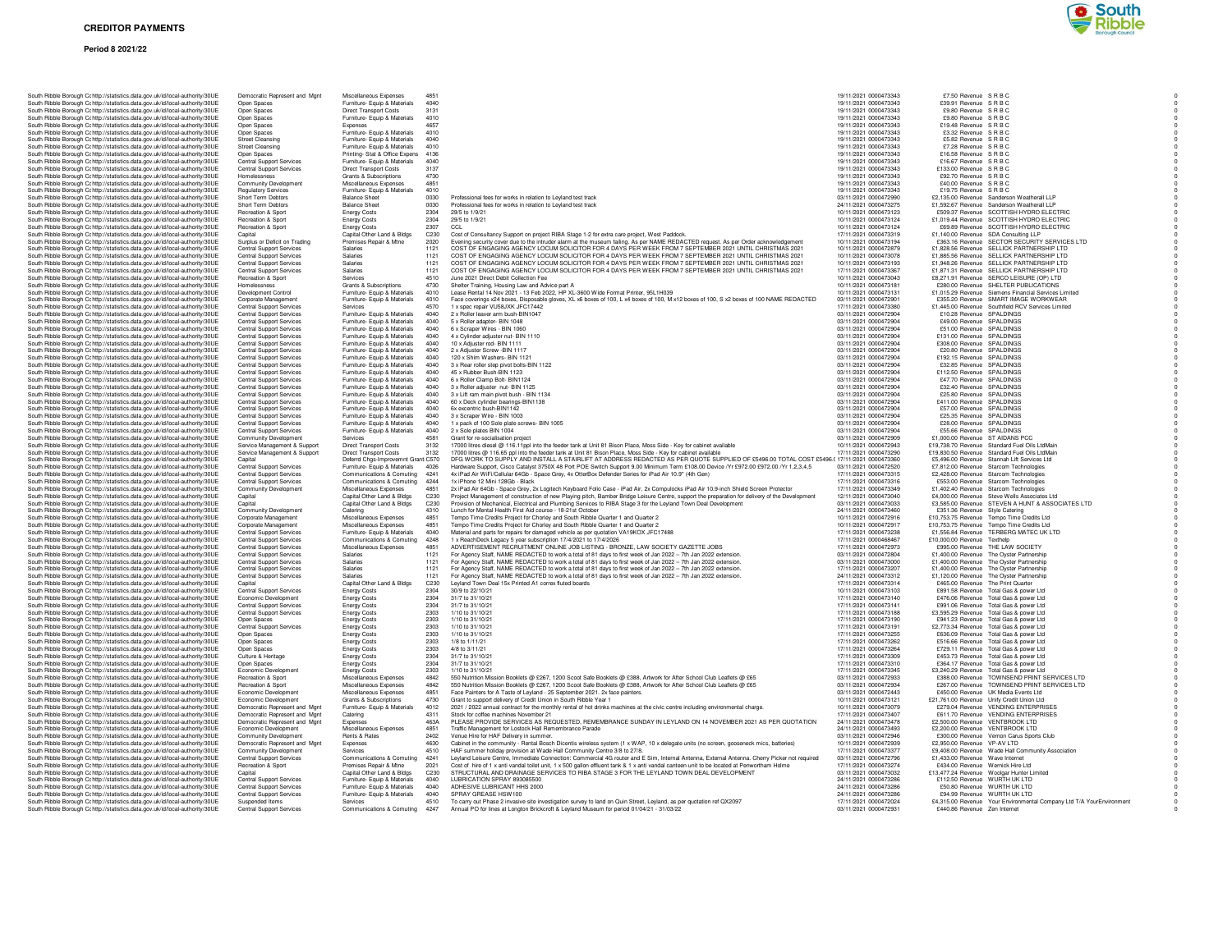# CREDITOR PAYMENTS

**Period 8 2021/22**

| | | | | | | | | | | | | |
|---|---|---|---|---|---|---|---|---|---|---|---|---|
| South Ribble Borough C | http://statistics.data.gov.uk/id/local-authority/30UE | Democratic Represent and Mgnt | Miscellaneous Expenses | 4851 | | 19/11/2021 | 0000473343 | £7.50 | Revenue | S R B C | | 0 |
| South Ribble Borough C | http://statistics.data.gov.uk/id/local-authority/30UE | Open Spaces | Furniture- Equip & Materials | 4040 | | 19/11/2021 | 0000473343 | £39.91 | Revenue | S R B C | | 0 |
| South Ribble Borough C | http://statistics.data.gov.uk/id/local-authority/30UE | Open Spaces | Direct Transport Costs | 3131 | | 19/11/2021 | 0000473343 | £9.80 | Revenue | S R B C | | 0 |
| South Ribble Borough C | http://statistics.data.gov.uk/id/local-authority/30UE | Open Spaces | Furniture- Equip & Materials | 4010 | | 19/11/2021 | 0000473343 | £9.80 | Revenue | S R B C | | 0 |
| South Ribble Borough C | http://statistics.data.gov.uk/id/local-authority/30UE | Open Spaces | Expenses | 4657 | | 19/11/2021 | 0000473343 | £19.48 | Revenue | S R B C | | 0 |
| South Ribble Borough C | http://statistics.data.gov.uk/id/local-authority/30UE | Open Spaces | Furniture- Equip & Materials | 4010 | | 19/11/2021 | 0000473343 | £3.32 | Revenue | S R B C | | 0 |
| South Ribble Borough C | http://statistics.data.gov.uk/id/local-authority/30UE | Street Cleansing | Furniture- Equip & Materials | 4040 | | 19/11/2021 | 0000473343 | £5.82 | Revenue | S R B C | | 0 |
| South Ribble Borough C | http://statistics.data.gov.uk/id/local-authority/30UE | Street Cleansing | Furniture- Equip & Materials | 4010 | | 19/11/2021 | 0000473343 | £7.28 | Revenue | S R B C | | 0 |
| South Ribble Borough C | http://statistics.data.gov.uk/id/local-authority/30UE | Open Spaces | Printing- Stat & Office Exprns | 4136 | | 19/11/2021 | 0000473343 | £16.58 | Revenue | S R B C | | 0 |
| South Ribble Borough C | http://statistics.data.gov.uk/id/local-authority/30UE | Central Support Services | Furniture- Equip & Materials | 4040 | | 19/11/2021 | 0000473343 | £16.67 | Revenue | S R B C | | 0 |
| South Ribble Borough C | http://statistics.data.gov.uk/id/local-authority/30UE | Central Support Services | Direct Transport Costs | 3137 | | 19/11/2021 | 0000473343 | £133.00 | Revenue | S R B C | | 0 |
| South Ribble Borough C | http://statistics.data.gov.uk/id/local-authority/30UE | Homelessness | Grants & Subscriptions | 4730 | | 19/11/2021 | 0000473343 | £92.70 | Revenue | S R B C | | 0 |
| South Ribble Borough C | http://statistics.data.gov.uk/id/local-authority/30UE | Community Development | Miscellaneous Expenses | 4851 | | 19/11/2021 | 0000473343 | £40.00 | Revenue | S R B C | | 0 |
| South Ribble Borough C | http://statistics.data.gov.uk/id/local-authority/30UE | Regulatory Services | Furniture- Equip & Materials | 4010 | | 19/11/2021 | 0000473343 | £19.75 | Revenue | S R B C | | 0 |
| South Ribble Borough C | http://statistics.data.gov.uk/id/local-authority/30UE | Short Term Debtors | Balance Sheet | 0030 | Professional fees for works in relation to Leyland test track | 03/11/2021 | 0000472990 | £2,135.00 | Revenue | Sanderson Weatherall LLP | | 0 |
| South Ribble Borough C | http://statistics.data.gov.uk/id/local-authority/30UE | Short Term Debtors | Balance Sheet | 0030 | Professional fees for works in relation to Leyland test track | 24/11/2021 | 0000473275 | £1,592.67 | Revenue | Sanderson Weatherall LLP | | 0 |
| South Ribble Borough C | http://statistics.data.gov.uk/id/local-authority/30UE | Recreation & Sport | Energy Costs | 2304 | 29/5 to 1/9/21 | 10/11/2021 | 0000473123 | £509.37 | Revenue | SCOTTISH HYDRO ELECTRIC | | 0 |
| South Ribble Borough C | http://statistics.data.gov.uk/id/local-authority/30UE | Recreation & Sport | Energy Costs | 2304 | 29/5 to 1/9/21 | 10/11/2021 | 0000473124 | £1,019.44 | Revenue | SCOTTISH HYDRO ELECTRIC | | 0 |
| South Ribble Borough C | http://statistics.data.gov.uk/id/local-authority/30UE | Recreation & Sport | Energy Costs | 2307 | CCL | 10/11/2021 | 0000473124 | £69.89 | Revenue | SCOTTISH HYDRO ELECTRIC | | 0 |
| South Ribble Borough C | http://statistics.data.gov.uk/id/local-authority/30UE | Capital | Capital Other Land & Bldgs | C230 | Cost of Consultancy Support on project RIBA Stage 1-2 for extra care project, West Paddock. | 17/11/2021 | 0000473319 | £1,140.00 | Revenue | SDA Consulting LLP | | 0 |
| South Ribble Borough C | http://statistics.data.gov.uk/id/local-authority/30UE | Surplus or Deficit on Trading | Premises Repair & Mtne | 2020 | Evening security cover due to the intruder alarm at the museum failing. As per NAME REDACTED request. As per Order acknowledgement | 17/11/2021 | 0000473194 | £363.16 | Revenue | SECTOR SECURITY SERVICES LTD | | 0 |
| South Ribble Borough C | http://statistics.data.gov.uk/id/local-authority/30UE | Central Support Services | Salaries | 1121 | COST OF ENGAGING AGENCY LOCUM SOLICITOR FOR 4 DAYS PER WEEK FROM 7 SEPTEMBER 2021 UNTIL CHRISTMAS 2021 | 10/11/2021 | 0000472879 | £1,828.56 | Revenue | SELLICK PARTNERSHIP LTD | | 0 |
| South Ribble Borough C | http://statistics.data.gov.uk/id/local-authority/30UE | Central Support Services | Salaries | 1121 | COST OF ENGAGING AGENCY LOCUM SOLICITOR FOR 4 DAYS PER WEEK FROM 7 SEPTEMBER 2021 UNTIL CHRISTMAS 2021 | 10/11/2021 | 0000473078 | £1,885.56 | Revenue | SELLICK PARTNERSHIP LTD | | 0 |
| South Ribble Borough C | http://statistics.data.gov.uk/id/local-authority/30UE | Central Support Services | Salaries | 1121 | COST OF ENGAGING AGENCY LOCUM SOLICITOR FOR 4 DAYS PER WEEK FROM 7 SEPTEMBER 2021 UNTIL CHRISTMAS 2021 | 10/11/2021 | 0000473193 | £1,948.26 | Revenue | SELLICK PARTNERSHIP LTD | | 0 |
| South Ribble Borough C | http://statistics.data.gov.uk/id/local-authority/30UE | Central Support Services | Salaries | 1121 | COST OF ENGAGING AGENCY LOCUM SOLICITOR FOR 4 DAYS PER WEEK FROM 7 SEPTEMBER 2021 UNTIL CHRISTMAS 2021 | 17/11/2021 | 0000473367 | £1,871.31 | Revenue | SELLICK PARTNERSHIP LTD | | 0 |
| South Ribble Borough C | http://statistics.data.gov.uk/id/local-authority/30UE | Recreation & Sport | Services | 4510 | June 2021 Direct Debit Collection Fee | 10/11/2021 | 0000473043 | £8,271.91 | Revenue | SERCO LEISURE (OP) LTD | | 0 |
| South Ribble Borough C | http://statistics.data.gov.uk/id/local-authority/30UE | Homelessness | Grants & Subscriptions | 4730 | Shelter Training, Housing Law and Advice part A | 17/11/2021 | 0000473181 | £280.00 | Revenue | SHELTER PUBLICATIONS | | 0 |
| South Ribble Borough C | http://statistics.data.gov.uk/id/local-authority/30UE | Development Control | Furniture- Equip & Materials | 4010 | Lease Rental 14 Nov 2021 - 13 Feb 2022, HP XL-3600 Wide Format Printer, 95L1H039 | 10/11/2021 | 0000473131 | £1,015.29 | Revenue | Siemens Financial Services Limited | | 0 |
| South Ribble Borough C | http://statistics.data.gov.uk/id/local-authority/30UE | Corporate Management | Furniture- Equip & Materials | 4010 | Face coverings x24 boxes, Disposable gloves, XL x6 boxes of 100, L x4 boxes of 100, M x12 boxes of 100, S x2 boxes of 100 NAME REDACTED | 03/11/2021 | 0000472901 | £355.20 | Revenue | SMART IMAGE WORKWEAR | | 0 |
| South Ribble Borough C | http://statistics.data.gov.uk/id/local-authority/30UE | Central Support Services | Services | 4570 | 1 x spec repair VU58JXK JFC17442 | 17/11/2021 | 0000473380 | £1,445.00 | Revenue | Southfield RCV Services Limited | | 0 |
| South Ribble Borough C | http://statistics.data.gov.uk/id/local-authority/30UE | Central Support Services | Furniture- Equip & Materials | 4040 | 2 x Roller leaver arm bush-BIN1047 | 03/11/2021 | 0000472904 | £10.28 | Revenue | SPALDINGS | | 0 |
| South Ribble Borough C | http://statistics.data.gov.uk/id/local-authority/30UE | Central Support Services | Furniture- Equip & Materials | 4040 | 5 x Roller adaptor- BIN 1048 | 03/11/2021 | 0000472904 | £49.00 | Revenue | SPALDINGS | | 0 |
| South Ribble Borough C | http://statistics.data.gov.uk/id/local-authority/30UE | Central Support Services | Furniture- Equip & Materials | 4040 | 6 x Scraper Wires - BIN 1060 | 03/11/2021 | 0000472904 | £51.00 | Revenue | SPALDINGS | | 0 |
| South Ribble Borough C | http://statistics.data.gov.uk/id/local-authority/30UE | Central Support Services | Furniture- Equip & Materials | 4040 | 4 x Cylinder adjuster nut- BIN 1110 | 03/11/2021 | 0000472904 | £131.00 | Revenue | SPALDINGS | | 0 |
| South Ribble Borough C | http://statistics.data.gov.uk/id/local-authority/30UE | Central Support Services | Furniture- Equip & Materials | 4040 | 10 x Adjuster rod- BIN 1111 | 03/11/2021 | 0000472904 | £308.00 | Revenue | SPALDINGS | | 0 |
| South Ribble Borough C | http://statistics.data.gov.uk/id/local-authority/30UE | Central Support Services | Furniture- Equip & Materials | 4040 | 2 x Adjuster Screw -BIN 1117 | 03/11/2021 | 0000472904 | £20.80 | Revenue | SPALDINGS | | 0 |
| South Ribble Borough C | http://statistics.data.gov.uk/id/local-authority/30UE | Central Support Services | Furniture- Equip & Materials | 4040 | 120 x Shim Washers- BIN 1121 | 03/11/2021 | 0000472904 | £192.15 | Revenue | SPALDINGS | | 0 |
| South Ribble Borough C | http://statistics.data.gov.uk/id/local-authority/30UE | Central Support Services | Furniture- Equip & Materials | 4040 | 3 x Rear roller step pivot bolts-BIN 1122 | 03/11/2021 | 0000472904 | £32.85 | Revenue | SPALDINGS | | 0 |
| South Ribble Borough C | http://statistics.data.gov.uk/id/local-authority/30UE | Central Support Services | Furniture- Equip & Materials | 4040 | 45 x Rubber Bush-BIN 1123 | 03/11/2021 | 0000472904 | £112.50 | Revenue | SPALDINGS | | 0 |
| South Ribble Borough C | http://statistics.data.gov.uk/id/local-authority/30UE | Central Support Services | Furniture- Equip & Materials | 4040 | 6 x Roller Clamp Bolt- BIN1124 | 03/11/2021 | 0000472904 | £47.70 | Revenue | SPALDINGS | | 0 |
| South Ribble Borough C | http://statistics.data.gov.uk/id/local-authority/30UE | Central Support Services | Furniture- Equip & Materials | 4040 | 3 x Roller adjuster nut- BIN 1125 | 03/11/2021 | 0000472904 | £32.40 | Revenue | SPALDINGS | | 0 |
| South Ribble Borough C | http://statistics.data.gov.uk/id/local-authority/30UE | Central Support Services | Furniture- Equip & Materials | 4040 | 3 x Lift ram main pivot bush - BIN 1134 | 03/11/2021 | 0000472904 | £25.80 | Revenue | SPALDINGS | | 0 |
| South Ribble Borough C | http://statistics.data.gov.uk/id/local-authority/30UE | Central Support Services | Furniture- Equip & Materials | 4040 | 60 x Deck cylinder bearings-BIN1138 | 03/11/2021 | 0000472904 | £411.00 | Revenue | SPALDINGS | | 0 |
| South Ribble Borough C | http://statistics.data.gov.uk/id/local-authority/30UE | Central Support Services | Furniture- Equip & Materials | 4040 | 6x excentric bush-BIN1142 | 03/11/2021 | 0000472904 | £57.00 | Revenue | SPALDINGS | | 0 |
| South Ribble Borough C | http://statistics.data.gov.uk/id/local-authority/30UE | Central Support Services | Furniture- Equip & Materials | 4040 | 3 x Scraper Wire - BIN 1003 | 03/11/2021 | 0000472904 | £25.35 | Revenue | SPALDINGS | | 0 |
| South Ribble Borough C | http://statistics.data.gov.uk/id/local-authority/30UE | Central Support Services | Furniture- Equip & Materials | 4040 | 1 x pack of 100 Sole plate screws- BIN 1005 | 03/11/2021 | 0000472904 | £28.00 | Revenue | SPALDINGS | | 0 |
| South Ribble Borough C | http://statistics.data.gov.uk/id/local-authority/30UE | Central Support Services | Furniture- Equip & Materials | 4040 | 2 x Sole plates BIN 1004 | 03/11/2021 | 0000472904 | £55.66 | Revenue | SPALDINGS | | 0 |
| South Ribble Borough C | http://statistics.data.gov.uk/id/local-authority/30UE | Community Development | Services | 4581 | Grant for re-socialisation project | 03/11/2021 | 0000472909 | £1,000.00 | Revenue | ST AIDANS PCC | | 0 |
| South Ribble Borough C | http://statistics.data.gov.uk/id/local-authority/30UE | Service Management & Support | Direct Transport Costs | 3132 | 17000 litres diesel @ 116.11ppl into the feeder tank at Unit 81 Bison Place, Moss Side - Key for cabinet available | 10/11/2021 | 0000472943 | £19,738.70 | Revenue | Standard Fuel Oils LtdMain | | 0 |
| South Ribble Borough C | http://statistics.data.gov.uk/id/local-authority/30UE | Service Management & Support | Direct Transport Costs | 3132 | 17000 litres @ 116.65 ppl into the feeder tank at Unit 81 Bison Place, Moss Side - Key for cabinet available | 17/11/2021 | 0000473290 | £19,830.50 | Revenue | Standard Fuel Oils LtdMain | | 0 |
| South Ribble Borough C | http://statistics.data.gov.uk/id/local-authority/30UE | Capital | Deferrd Chgs-Improvemnt Grant | C570 | DFG WORK TO SUPPLY AND INSTALL A STAIRLIFT AT ADDRESS REDACTED AS PER QUOTE SUPPLIED OF £5496.00 TOTAL COST £5496.0 | 17/11/2021 | 0000473360 | £5,496.00 | Revenue | Stannah Lift Services Ltd | | 0 |
| South Ribble Borough C | http://statistics.data.gov.uk/id/local-authority/30UE | Central Support Services | Furniture- Equip & Materials | 4026 | Hardware Support, Cisco Catalyst 3750X 48 Port POE Switch Support 9.00 Minimum Term £108.00 Device /Yr £972.00 £972.00 /Yr 1,2,3,4,5 | 03/11/2021 | 0000472520 | £7,812.00 | Revenue | Starcom Technologies | | 0 |
| South Ribble Borough C | http://statistics.data.gov.uk/id/local-authority/30UE | Central Support Services | Communications & Comuting | 4241 | 4x iPad Air WiFi/Cellular 64Gb - Space Grey, 4x OtterBox Defender Series for iPad Air 10.9" (4th Gen) | 17/11/2021 | 0000473315 | £2,428.00 | Revenue | Starcom Technologies | | 0 |
| South Ribble Borough C | http://statistics.data.gov.uk/id/local-authority/30UE | Central Support Services | Communications & Comuting | 4244 | 1x iPhone 12 Mini 128Gb - Black | 17/11/2021 | 0000473316 | £553.00 | Revenue | Starcom Technologies | | 0 |
| South Ribble Borough C | http://statistics.data.gov.uk/id/local-authority/30UE | Community Development | Miscellaneous Expenses | 4851 | 2x iPad Air 64Gb - Space Grey, 2x Logitech Keyboard Folio Case - iPad Air, 2x Compulocks iPad Air 10.9-inch Shield Screen Protector | 17/11/2021 | 0000473349 | £1,402.40 | Revenue | Starcom Technologies | | 0 |
| South Ribble Borough C | http://statistics.data.gov.uk/id/local-authority/30UE | Capital | Capital Other Land & Bldgs | C230 | Project Management of construction of new Playing pitch, Bamber Bridge Leisure Centre, support the preparation for delivery of the Development | 12/11/2021 | 0000473040 | £4,000.00 | Revenue | Steve Wells Associates Ltd | | 0 |
| South Ribble Borough C | http://statistics.data.gov.uk/id/local-authority/30UE | Capital | Capital Other Land & Bldgs | C230 | Provision of Mechanical, Electrical and Plumbing Services to RIBA Stage 3 for the Leyland Town Deal Development | 03/11/2021 | 0000473033 | £3,585.00 | Revenue | STEVEN A HUNT & ASSOCIATES LTD | | 0 |
| South Ribble Borough C | http://statistics.data.gov.uk/id/local-authority/30UE | Community Development | Catering | 4310 | Lunch for Mental Health First Aid course - 18-21st October | 24/11/2021 | 0000473460 | £351.36 | Revenue | Style Catering | | 0 |
| South Ribble Borough C | http://statistics.data.gov.uk/id/local-authority/30UE | Corporate Management | Miscellaneous Expenses | 4851 | Tempo Time Credits Project for Chorley and South Ribble Quarter 1 and Quarter 2 | 03/11/2021 | 0000472916 | £10,753.75 | Revenue | Tempo Time Credits Ltd | | 0 |
| South Ribble Borough C | http://statistics.data.gov.uk/id/local-authority/30UE | Corporate Management | Miscellaneous Expenses | 4851 | Tempo Time Credits Project for Chorley and South Ribble Quarter 1 and Quarter 2 | 03/11/2021 | 0000472917 | £10,753.75 | Revenue | Tempo Time Credits Ltd | | 0 |
| South Ribble Borough C | http://statistics.data.gov.uk/id/local-authority/30UE | Central Support Services | Furniture- Equip & Materials | 4040 | Material and parts for repairs for damaged vehicle as per quotation VA19KOX JFC17488 | 17/11/2021 | 0000473238 | £1,556.84 | Revenue | TERBERG MATEC UK LTD | | 0 |
| South Ribble Borough C | http://statistics.data.gov.uk/id/local-authority/30UE | Central Support Services | Communications & Comuting | 4248 | 1 x ReachDeck Legacy 5 year subscription 17/4/2021 to 17/4/2026 | 17/11/2021 | 0000468467 | £10,000.00 | Revenue | Texthelp | | 0 |
| South Ribble Borough C | http://statistics.data.gov.uk/id/local-authority/30UE | Central Support Services | Miscellaneous Expenses | 4851 | ADVERTISEMENT RECRUITMENT ONLINE JOB LISTING - BRONZE, LAW SOCIETY GAZETTE JOBS | 17/11/2021 | 0000472973 | £995.00 | Revenue | THE LAW SOCIETY | | 0 |
| South Ribble Borough C | http://statistics.data.gov.uk/id/local-authority/30UE | Central Support Services | Salaries | 1121 | For Agency Staff, NAME REDACTED to work a total of 81 days to first week of Jan 2022 – 7th Jan 2022 extension. | 03/11/2021 | 0000472804 | £1,400.00 | Revenue | The Oyster Partnership | | 0 |
| South Ribble Borough C | http://statistics.data.gov.uk/id/local-authority/30UE | Central Support Services | Salaries | 1121 | For Agency Staff, NAME REDACTED to work a total of 81 days to first week of Jan 2022 – 7th Jan 2022 extension. | 03/11/2021 | 0000473000 | £1,400.00 | Revenue | The Oyster Partnership | | 0 |
| South Ribble Borough C | http://statistics.data.gov.uk/id/local-authority/30UE | Central Support Services | Salaries | 1121 | For Agency Staff, NAME REDACTED to work a total of 81 days to first week of Jan 2022 – 7th Jan 2022 extension. | 17/11/2021 | 0000473207 | £1,400.00 | Revenue | The Oyster Partnership | | 0 |
| South Ribble Borough C | http://statistics.data.gov.uk/id/local-authority/30UE | Central Support Services | Salaries | 1121 | For Agency Staff, NAME REDACTED to work a total of 81 days to first week of Jan 2022 – 7th Jan 2022 extension. | 24/11/2021 | 0000473312 | £1,120.00 | Revenue | The Oyster Partnership | | 0 |
| South Ribble Borough C | http://statistics.data.gov.uk/id/local-authority/30UE | Capital | Capital Other Land & Bldgs | C230 | Leyland Town Deal 15x Printed A1 correx fluted boards | 17/11/2021 | 0000473314 | £465.00 | Revenue | The Print Quarter | | 0 |
| South Ribble Borough C | http://statistics.data.gov.uk/id/local-authority/30UE | Central Support Services | Energy Costs | 2304 | 30/9 to 22/10/21 | 10/11/2021 | 0000473103 | £891.58 | Revenue | Total Gas & power Ltd | | 0 |
| South Ribble Borough C | http://statistics.data.gov.uk/id/local-authority/30UE | Economic Development | Energy Costs | 2304 | 31/7 to 31/10/21 | 17/11/2021 | 0000473140 | £476.06 | Revenue | Total Gas & power Ltd | | 0 |
| South Ribble Borough C | http://statistics.data.gov.uk/id/local-authority/30UE | Central Support Services | Energy Costs | 2304 | 31/7 to 31/10/21 | 17/11/2021 | 0000473141 | £991.06 | Revenue | Total Gas & power Ltd | | 0 |
| South Ribble Borough C | http://statistics.data.gov.uk/id/local-authority/30UE | Central Support Services | Energy Costs | 2303 | 1/10 to 31/10/21 | 17/11/2021 | 0000473188 | £3,595.29 | Revenue | Total Gas & power Ltd | | 0 |
| South Ribble Borough C | http://statistics.data.gov.uk/id/local-authority/30UE | Open Spaces | Energy Costs | 2303 | 1/10 to 31/10/21 | 17/11/2021 | 0000473190 | £941.23 | Revenue | Total Gas & power Ltd | | 0 |
| South Ribble Borough C | http://statistics.data.gov.uk/id/local-authority/30UE | Central Support Services | Energy Costs | 2303 | 1/10 to 31/10/21 | 17/11/2021 | 0000473191 | £2,773.34 | Revenue | Total Gas & power Ltd | | 0 |
| South Ribble Borough C | http://statistics.data.gov.uk/id/local-authority/30UE | Open Spaces | Energy Costs | 2303 | 1/10 to 31/10/21 | 17/11/2021 | 0000473255 | £636.09 | Revenue | Total Gas & power Ltd | | 0 |
| South Ribble Borough C | http://statistics.data.gov.uk/id/local-authority/30UE | Open Spaces | Energy Costs | 2303 | 1/8 to 1/11/21 | 17/11/2021 | 0000473262 | £516.66 | Revenue | Total Gas & power Ltd | | 0 |
| South Ribble Borough C | http://statistics.data.gov.uk/id/local-authority/30UE | Open Spaces | Energy Costs | 2303 | 4/8 to 3/11/21 | 17/11/2021 | 0000473264 | £729.11 | Revenue | Total Gas & power Ltd | | 0 |
| South Ribble Borough C | http://statistics.data.gov.uk/id/local-authority/30UE | Culture & Heritage | Energy Costs | 2304 | 31/7 to 31/10/21 | 17/11/2021 | 0000473309 | £453.73 | Revenue | Total Gas & power Ltd | | 0 |
| South Ribble Borough C | http://statistics.data.gov.uk/id/local-authority/30UE | Open Spaces | Energy Costs | 2304 | 31/7 to 31/10/21 | 17/11/2021 | 0000473310 | £364.17 | Revenue | Total Gas & power Ltd | | 0 |
| South Ribble Borough C | http://statistics.data.gov.uk/id/local-authority/30UE | Economic Development | Energy Costs | 2303 | 1/10 to 31/10/21 | 17/11/2021 | 0000473345 | £3,240.29 | Revenue | Total Gas & power Ltd | | 0 |
| South Ribble Borough C | http://statistics.data.gov.uk/id/local-authority/30UE | Recreation & Sport | Miscellaneous Expenses | 4842 | 550 Nutrition Mission Booklets @ £267, 1200 Scoot Safe Booklets @ £388, Artwork for After School Club Leaflets @ £65 | 03/11/2021 | 0000472933 | £388.00 | Revenue | TOWNSEND PRINT SERVICES LTD | | 0 |
| South Ribble Borough C | http://statistics.data.gov.uk/id/local-authority/30UE | Recreation & Sport | Miscellaneous Expenses | 4842 | 550 Nutrition Mission Booklets @ £267, 1200 Scoot Safe Booklets @ £388, Artwork for After School Club Leaflets @ £65 | 03/11/2021 | 0000472934 | £267.00 | Revenue | TOWNSEND PRINT SERVICES LTD | | 0 |
| South Ribble Borough C | http://statistics.data.gov.uk/id/local-authority/30UE | Economic Development | Miscellaneous Expenses | 4851 | Face Painters for A Taste of Leyland - 25 September 2021. 2x face painters. | 03/11/2021 | 0000472443 | £450.00 | Revenue | UK Media Events Ltd | | 0 |
| South Ribble Borough C | http://statistics.data.gov.uk/id/local-authority/30UE | Economic Development | Grants & Subscriptions | 4730 | Grant to support delivery of Credit Union in South Ribble Year 1 | 10/11/2021 | 0000473121 | £21,761.00 | Revenue | Unify Credit Union Ltd | | 0 |
| South Ribble Borough C | http://statistics.data.gov.uk/id/local-authority/30UE | Democratic Represent and Mgnt | Furniture- Equip & Materials | 4012 | 2021 / 2022 annual contract for the monthly rental of hot drinks machines at the civic centre including environmental charge. | 10/11/2021 | 0000473079 | £279.04 | Revenue | VENDING ENTERPRISES | | 0 |
| South Ribble Borough C | http://statistics.data.gov.uk/id/local-authority/30UE | Democratic Represent and Mgnt | Catering | 4311 | Stock for coffee machines November 21 | 17/11/2021 | 0000473407 | £611.70 | Revenue | VENDING ENTERPRISES | | 0 |
| South Ribble Borough C | http://statistics.data.gov.uk/id/local-authority/30UE | Democratic Represent and Mgnt | Expenses | 463A | PLEASE PROVIDE SERVICES AS REQUESTED, REMEMBRANCE SUNDAY IN LEYLAND ON 14 NOVEMBER 2021 AS PER QUOTATION | 24/11/2021 | 0000473478 | £2,500.00 | Revenue | VENTBROOK LTD | | 0 |
| South Ribble Borough C | http://statistics.data.gov.uk/id/local-authority/30UE | Economic Development | Miscellaneous Expenses | 4851 | Traffic Management for Lostock Hall Remembrance Parade | 24/11/2021 | 0000473493 | £2,200.00 | Revenue | VENTBROOK LTD | | 0 |
| South Ribble Borough C | http://statistics.data.gov.uk/id/local-authority/30UE | Community Development | Rents & Rates | 2402 | Venue Hire for HAF Delivery in summer. | 03/11/2021 | 0000472946 | £300.00 | Revenue | Vernon Carus Sports Club | | 0 |
| South Ribble Borough C | http://statistics.data.gov.uk/id/local-authority/30UE | Democratic Represent and Mgnt | Expenses | 4630 | Cabinet in the community - Rental Bosch Dicentis wireless system (1 x WAP, 10 x delegate units (no screen, gooseneck mics, batteries) | 10/11/2021 | 0000472939 | £2,950.00 | Revenue | VP-AV LTD | | 0 |
| South Ribble Borough C | http://statistics.data.gov.uk/id/local-authority/30UE | Community Development | Services | 4510 | HAF summer holiday provision at Wade Hall Community Centra 3/8 to 27/8. | 17/11/2021 | 0000473377 | £9,408.00 | Revenue | Wade Hall Community Association | | 0 |
| South Ribble Borough C | http://statistics.data.gov.uk/id/local-authority/30UE | Central Support Services | Communications & Comuting | 4241 | Leyland Leisure Centre, Immediate Connection: Commercial 4G router and E Sim, Internal Antenna, External Antenna. Cherry Picker not required | 03/11/2021 | 0000472796 | £1,433.00 | Revenue | Wave Internet | | 0 |
| South Ribble Borough C | http://statistics.data.gov.uk/id/local-authority/30UE | Recreation & Sport | Premises Repair & Mtne | 2021 | Cost of hire of 1 x anti vandal toilet unit, 1 x 500 gallon effluent tank & 1 x anti vandal canteen unit to be located at Penwortham Holme | 17/11/2021 | 0000473274 | £434.00 | Revenue | Wernick Hire Ltd | | 0 |
| South Ribble Borough C | http://statistics.data.gov.uk/id/local-authority/30UE | Capital | Capital Other Land & Bldgs | C230 | STRUCTURAL AND DRAINAGE SERVICES TO RIBA STAGE 3 FOR THE LEYLAND TOWN DEAL DEVELOPMENT | 03/11/2021 | 0000473032 | £13,477.24 | Revenue | Woolgar Hunter Limited | | 0 |
| South Ribble Borough C | http://statistics.data.gov.uk/id/local-authority/30UE | Central Support Services | Furniture- Equip & Materials | 4040 | LUBRICATION SPRAY 893085500 | 24/11/2021 | 0000473286 | £112.50 | Revenue | WURTH UK LTD | | 0 |
| South Ribble Borough C | http://statistics.data.gov.uk/id/local-authority/30UE | Central Support Services | Furniture- Equip & Materials | 4040 | ADHESIVE LUBRICANT HHS 2000 | 24/11/2021 | 0000473286 | £50.80 | Revenue | WURTH UK LTD | | 0 |
| South Ribble Borough C | http://statistics.data.gov.uk/id/local-authority/30UE | Central Support Services | Furniture- Equip & Materials | 4040 | SPRAY GREASE HSW100 | 24/11/2021 | 0000473286 | £94.99 | Revenue | WURTH UK LTD | | 0 |
| South Ribble Borough C | http://statistics.data.gov.uk/id/local-authority/30UE | Suspended Items | Services | 4510 | To carry out Phase 2 invasive site investigation survey to land on Quin Street, Leyland, as per quotation ref QX2097 | 17/11/2021 | 0000472024 | £4,315.00 | Revenue | Your Environmental Company Ltd T/A YourEnvironment | | 0 |
| South Ribble Borough C | http://statistics.data.gov.uk/id/local-authority/30UE | Central Support Services | Communications & Comuting | 4247 | Annual PO for lines at Longton Brickcroft & Leyland Museum for period 01/04/21 - 31/03/22 | 03/11/2021 | 0000472931 | £440.86 | Revenue | Zen Internet | | 0 |